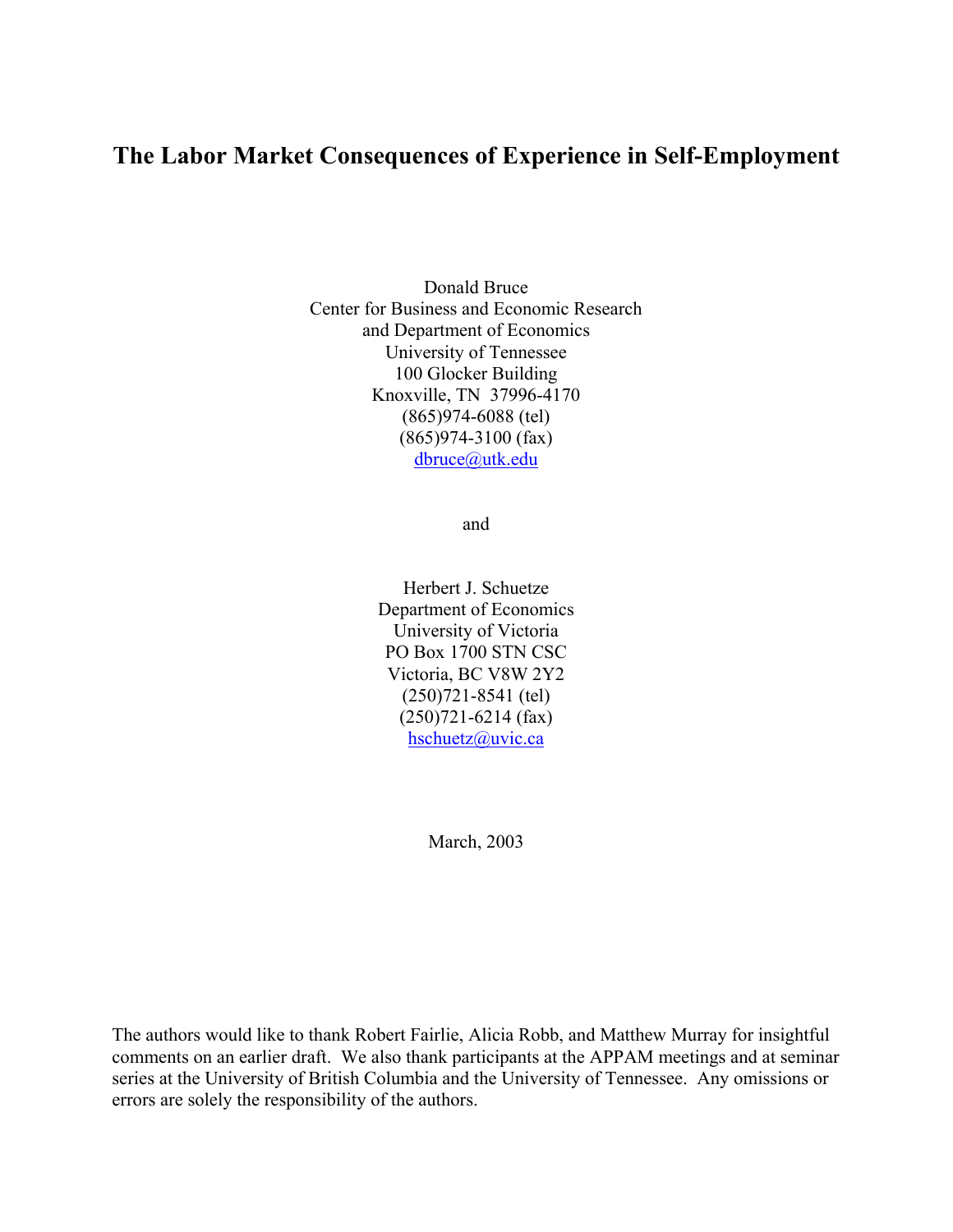# The Labor Market Consequences of Experience in Self-Employment

Donald Bruce
Center for Business and Economic Research
and Department of Economics
University of Tennessee
100 Glocker Building
Knoxville, TN 37996-4170
(865)974-6088 (tel)
(865)974-3100 (fax)
dbruce@utk.edu

and

Herbert J. Schuetze
Department of Economics
University of Victoria
PO Box 1700 STN CSC
Victoria, BC V8W 2Y2
(250)721-8541 (tel)
(250)721-6214 (fax)
hschuetz@uvic.ca

March, 2003

The authors would like to thank Robert Fairlie, Alicia Robb, and Matthew Murray for insightful comments on an earlier draft. We also thank participants at the APPAM meetings and at seminar series at the University of British Columbia and the University of Tennessee. Any omissions or errors are solely the responsibility of the authors.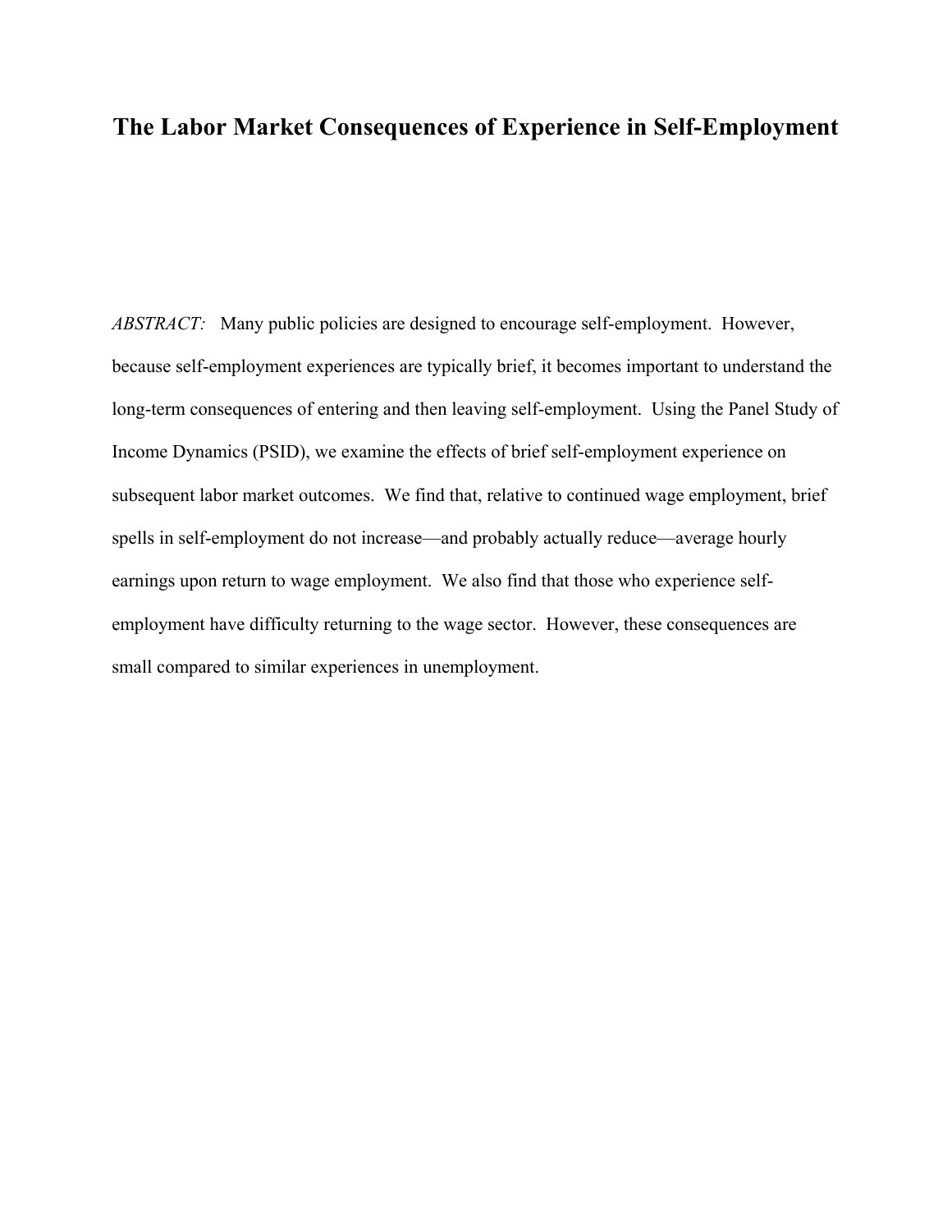# The Labor Market Consequences of Experience in Self-Employment

*ABSTRACT:* Many public policies are designed to encourage self-employment. However, because self-employment experiences are typically brief, it becomes important to understand the long-term consequences of entering and then leaving self-employment. Using the Panel Study of Income Dynamics (PSID), we examine the effects of brief self-employment experience on subsequent labor market outcomes. We find that, relative to continued wage employment, brief spells in self-employment do not increase—and probably actually reduce—average hourly earnings upon return to wage employment. We also find that those who experience self-employment have difficulty returning to the wage sector. However, these consequences are small compared to similar experiences in unemployment.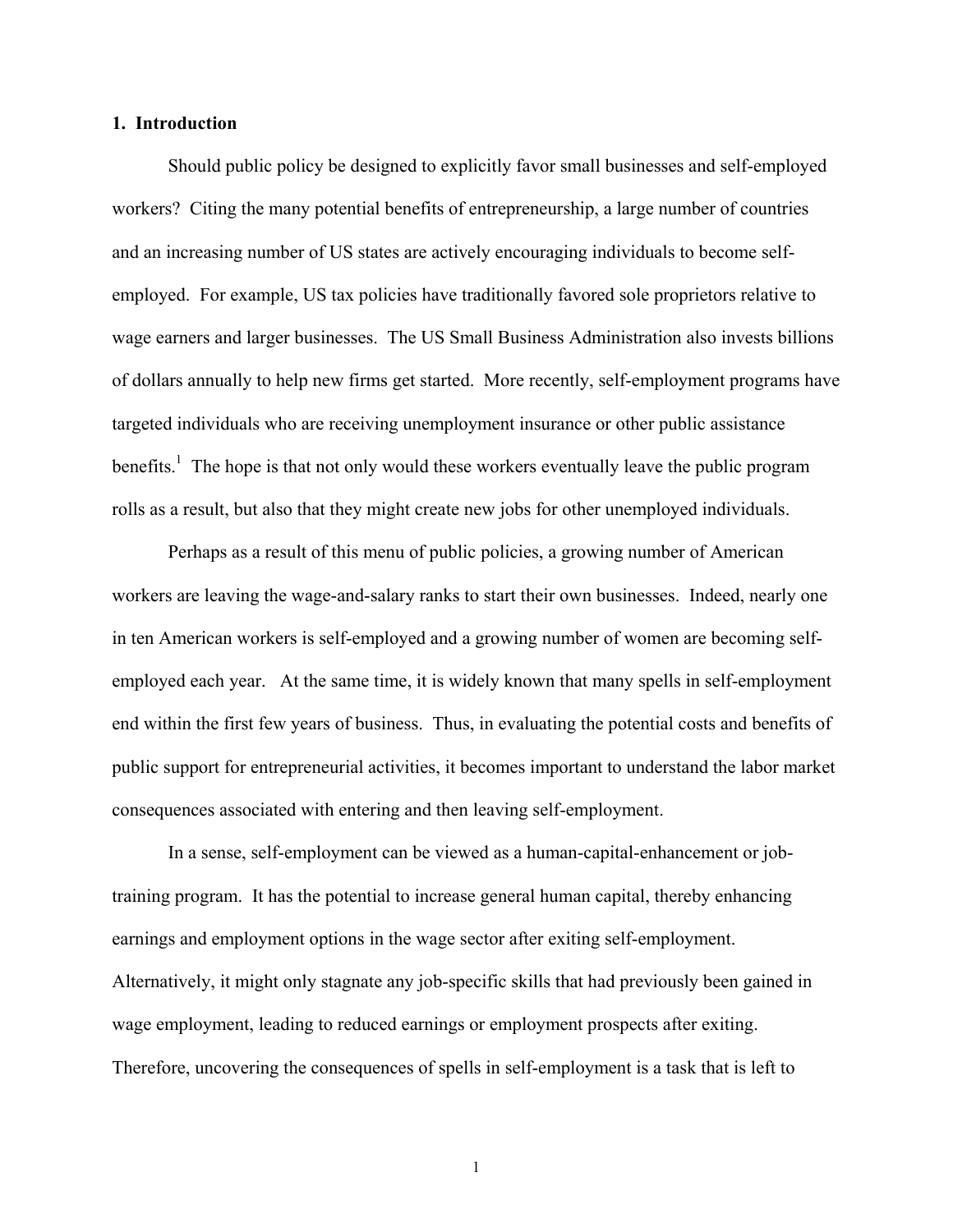## 1. Introduction

Should public policy be designed to explicitly favor small businesses and self-employed workers? Citing the many potential benefits of entrepreneurship, a large number of countries and an increasing number of US states are actively encouraging individuals to become self-employed. For example, US tax policies have traditionally favored sole proprietors relative to wage earners and larger businesses. The US Small Business Administration also invests billions of dollars annually to help new firms get started. More recently, self-employment programs have targeted individuals who are receiving unemployment insurance or other public assistance benefits.[1] The hope is that not only would these workers eventually leave the public program rolls as a result, but also that they might create new jobs for other unemployed individuals.

Perhaps as a result of this menu of public policies, a growing number of American workers are leaving the wage-and-salary ranks to start their own businesses. Indeed, nearly one in ten American workers is self-employed and a growing number of women are becoming self-employed each year. At the same time, it is widely known that many spells in self-employment end within the first few years of business. Thus, in evaluating the potential costs and benefits of public support for entrepreneurial activities, it becomes important to understand the labor market consequences associated with entering and then leaving self-employment.

In a sense, self-employment can be viewed as a human-capital-enhancement or job-training program. It has the potential to increase general human capital, thereby enhancing earnings and employment options in the wage sector after exiting self-employment. Alternatively, it might only stagnate any job-specific skills that had previously been gained in wage employment, leading to reduced earnings or employment prospects after exiting. Therefore, uncovering the consequences of spells in self-employment is a task that is left to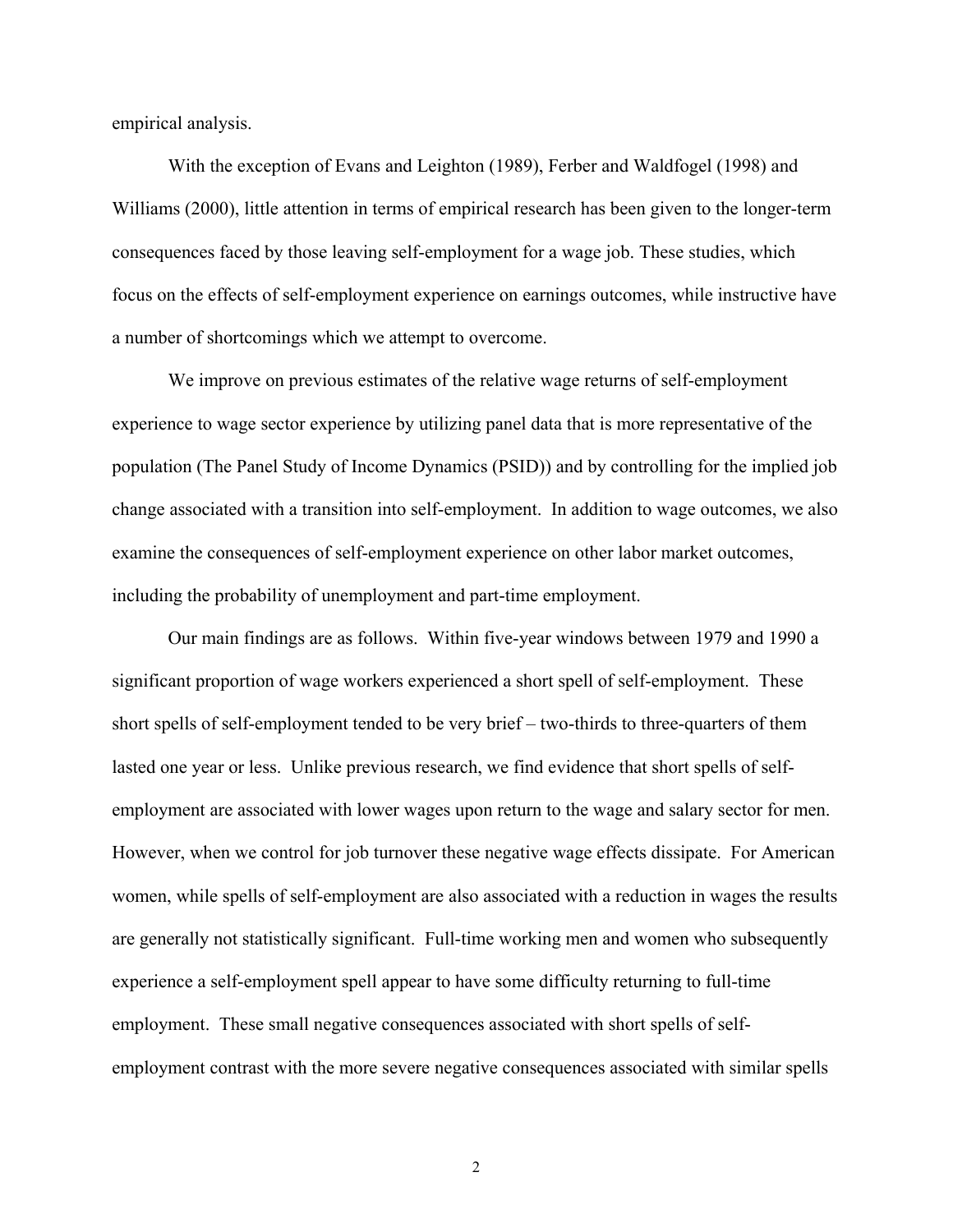empirical analysis.

With the exception of Evans and Leighton (1989), Ferber and Waldfogel (1998) and Williams (2000), little attention in terms of empirical research has been given to the longer-term consequences faced by those leaving self-employment for a wage job. These studies, which focus on the effects of self-employment experience on earnings outcomes, while instructive have a number of shortcomings which we attempt to overcome.

We improve on previous estimates of the relative wage returns of self-employment experience to wage sector experience by utilizing panel data that is more representative of the population (The Panel Study of Income Dynamics (PSID)) and by controlling for the implied job change associated with a transition into self-employment. In addition to wage outcomes, we also examine the consequences of self-employment experience on other labor market outcomes, including the probability of unemployment and part-time employment.

Our main findings are as follows. Within five-year windows between 1979 and 1990 a significant proportion of wage workers experienced a short spell of self-employment. These short spells of self-employment tended to be very brief – two-thirds to three-quarters of them lasted one year or less. Unlike previous research, we find evidence that short spells of self-employment are associated with lower wages upon return to the wage and salary sector for men. However, when we control for job turnover these negative wage effects dissipate. For American women, while spells of self-employment are also associated with a reduction in wages the results are generally not statistically significant. Full-time working men and women who subsequently experience a self-employment spell appear to have some difficulty returning to full-time employment. These small negative consequences associated with short spells of self-employment contrast with the more severe negative consequences associated with similar spells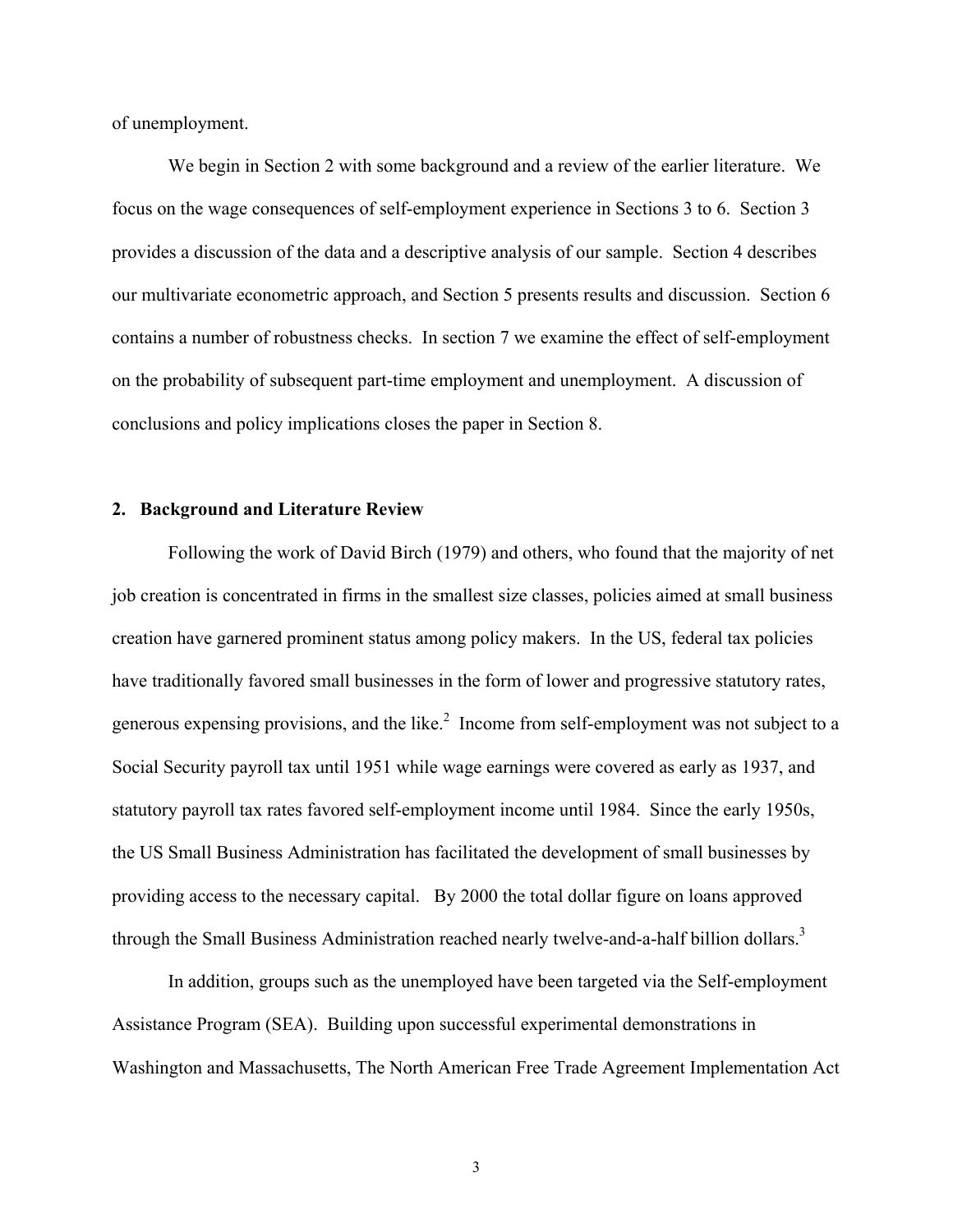of unemployment.

We begin in Section 2 with some background and a review of the earlier literature. We focus on the wage consequences of self-employment experience in Sections 3 to 6. Section 3 provides a discussion of the data and a descriptive analysis of our sample. Section 4 describes our multivariate econometric approach, and Section 5 presents results and discussion. Section 6 contains a number of robustness checks. In section 7 we examine the effect of self-employment on the probability of subsequent part-time employment and unemployment. A discussion of conclusions and policy implications closes the paper in Section 8.

## 2. Background and Literature Review

Following the work of David Birch (1979) and others, who found that the majority of net job creation is concentrated in firms in the smallest size classes, policies aimed at small business creation have garnered prominent status among policy makers. In the US, federal tax policies have traditionally favored small businesses in the form of lower and progressive statutory rates, generous expensing provisions, and the like.[2] Income from self-employment was not subject to a Social Security payroll tax until 1951 while wage earnings were covered as early as 1937, and statutory payroll tax rates favored self-employment income until 1984. Since the early 1950s, the US Small Business Administration has facilitated the development of small businesses by providing access to the necessary capital. By 2000 the total dollar figure on loans approved through the Small Business Administration reached nearly twelve-and-a-half billion dollars.[3]

In addition, groups such as the unemployed have been targeted via the Self-employment Assistance Program (SEA). Building upon successful experimental demonstrations in Washington and Massachusetts, The North American Free Trade Agreement Implementation Act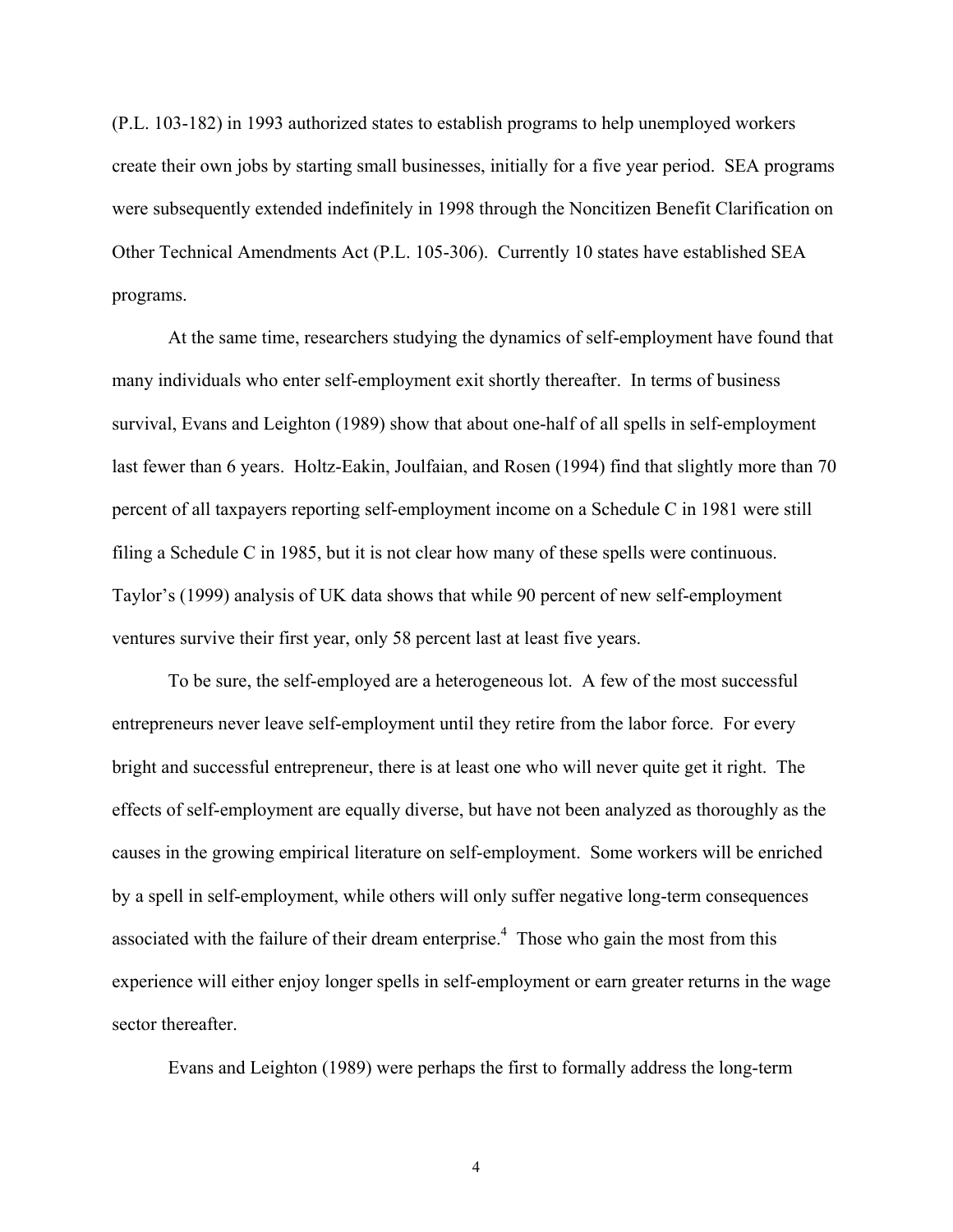(P.L. 103-182) in 1993 authorized states to establish programs to help unemployed workers create their own jobs by starting small businesses, initially for a five year period. SEA programs were subsequently extended indefinitely in 1998 through the Noncitizen Benefit Clarification on Other Technical Amendments Act (P.L. 105-306). Currently 10 states have established SEA programs.

At the same time, researchers studying the dynamics of self-employment have found that many individuals who enter self-employment exit shortly thereafter. In terms of business survival, Evans and Leighton (1989) show that about one-half of all spells in self-employment last fewer than 6 years. Holtz-Eakin, Joulfaian, and Rosen (1994) find that slightly more than 70 percent of all taxpayers reporting self-employment income on a Schedule C in 1981 were still filing a Schedule C in 1985, but it is not clear how many of these spells were continuous. Taylor's (1999) analysis of UK data shows that while 90 percent of new self-employment ventures survive their first year, only 58 percent last at least five years.

To be sure, the self-employed are a heterogeneous lot. A few of the most successful entrepreneurs never leave self-employment until they retire from the labor force. For every bright and successful entrepreneur, there is at least one who will never quite get it right. The effects of self-employment are equally diverse, but have not been analyzed as thoroughly as the causes in the growing empirical literature on self-employment. Some workers will be enriched by a spell in self-employment, while others will only suffer negative long-term consequences associated with the failure of their dream enterprise.[4] Those who gain the most from this experience will either enjoy longer spells in self-employment or earn greater returns in the wage sector thereafter.

Evans and Leighton (1989) were perhaps the first to formally address the long-term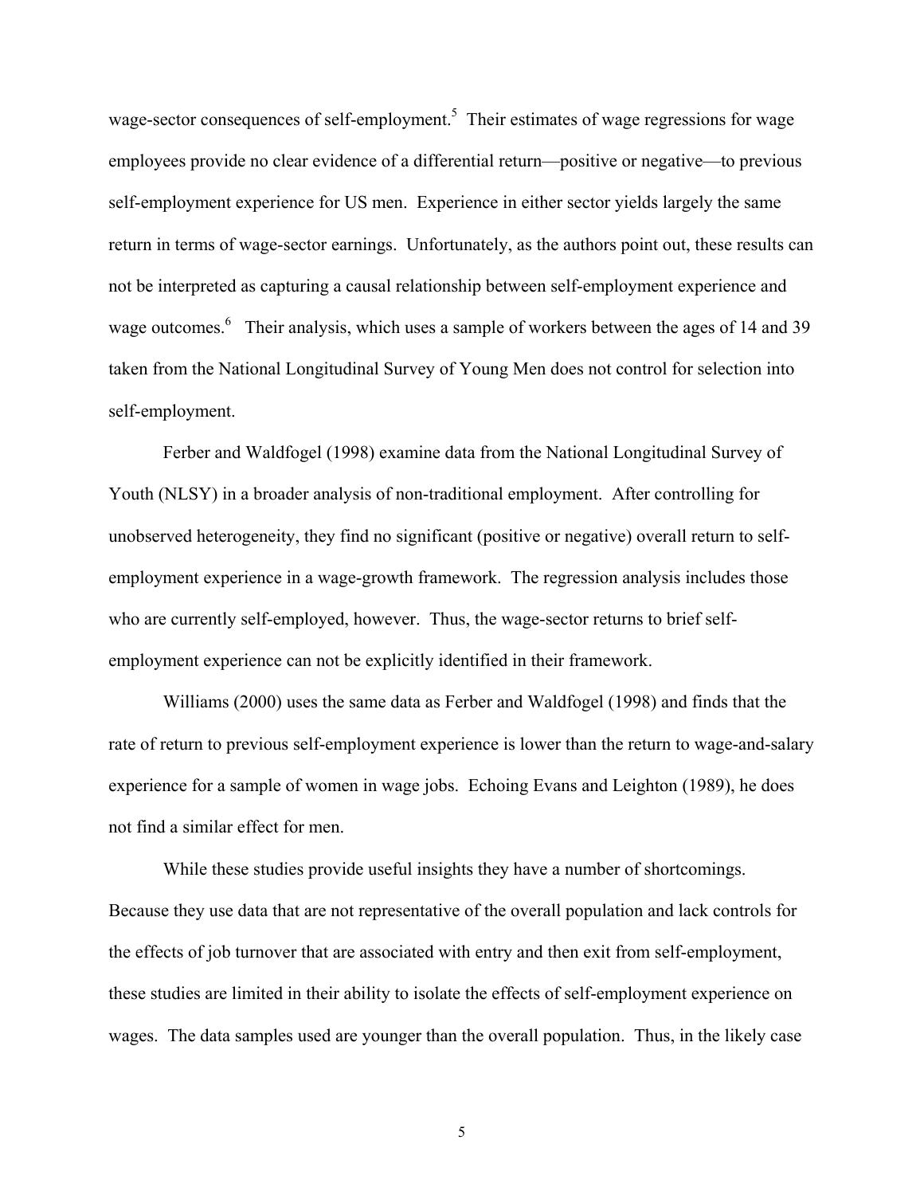wage-sector consequences of self-employment.[5] Their estimates of wage regressions for wage employees provide no clear evidence of a differential return—positive or negative—to previous self-employment experience for US men. Experience in either sector yields largely the same return in terms of wage-sector earnings. Unfortunately, as the authors point out, these results can not be interpreted as capturing a causal relationship between self-employment experience and wage outcomes.[6] Their analysis, which uses a sample of workers between the ages of 14 and 39 taken from the National Longitudinal Survey of Young Men does not control for selection into self-employment.

Ferber and Waldfogel (1998) examine data from the National Longitudinal Survey of Youth (NLSY) in a broader analysis of non-traditional employment. After controlling for unobserved heterogeneity, they find no significant (positive or negative) overall return to self-employment experience in a wage-growth framework. The regression analysis includes those who are currently self-employed, however. Thus, the wage-sector returns to brief self-employment experience can not be explicitly identified in their framework.

Williams (2000) uses the same data as Ferber and Waldfogel (1998) and finds that the rate of return to previous self-employment experience is lower than the return to wage-and-salary experience for a sample of women in wage jobs. Echoing Evans and Leighton (1989), he does not find a similar effect for men.

While these studies provide useful insights they have a number of shortcomings. Because they use data that are not representative of the overall population and lack controls for the effects of job turnover that are associated with entry and then exit from self-employment, these studies are limited in their ability to isolate the effects of self-employment experience on wages. The data samples used are younger than the overall population. Thus, in the likely case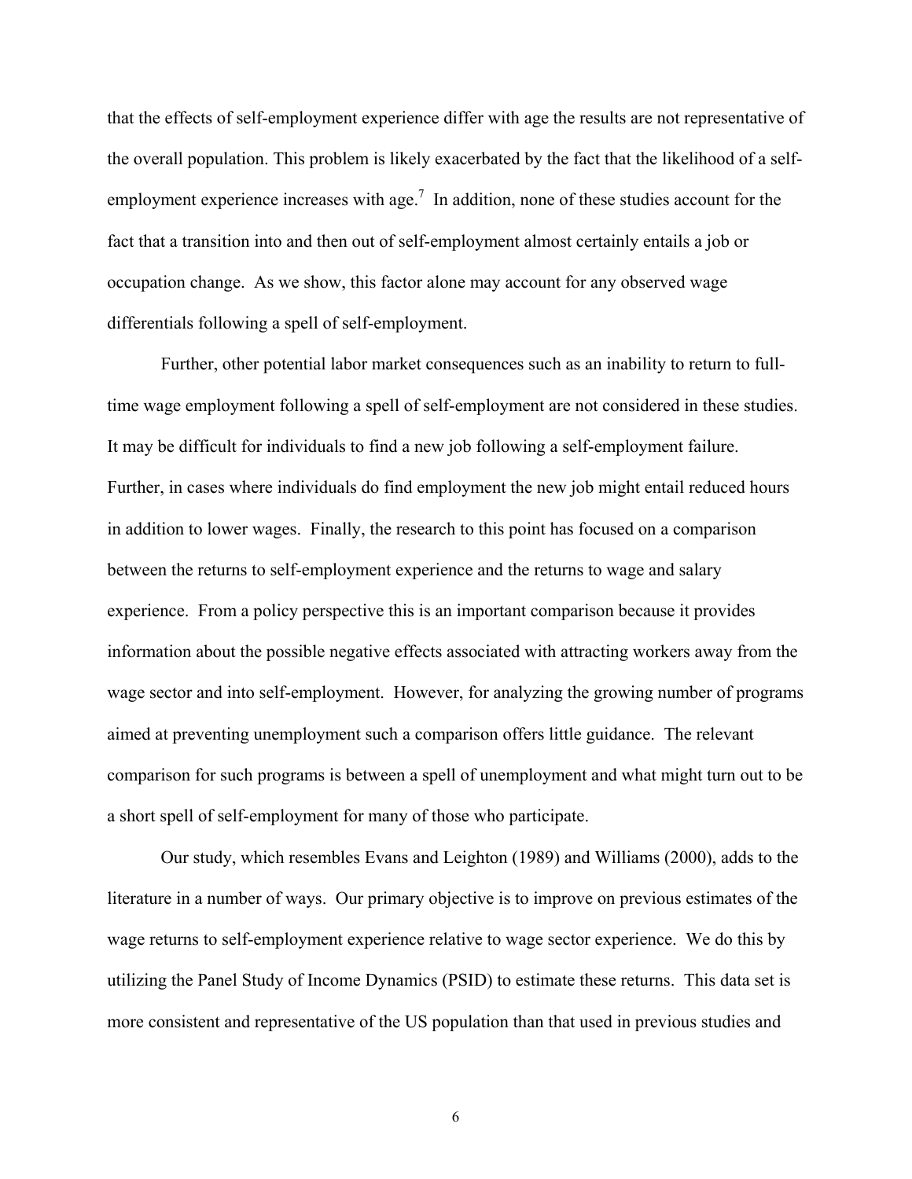that the effects of self-employment experience differ with age the results are not representative of the overall population. This problem is likely exacerbated by the fact that the likelihood of a self-employment experience increases with age.[7] In addition, none of these studies account for the fact that a transition into and then out of self-employment almost certainly entails a job or occupation change. As we show, this factor alone may account for any observed wage differentials following a spell of self-employment.

Further, other potential labor market consequences such as an inability to return to full-time wage employment following a spell of self-employment are not considered in these studies. It may be difficult for individuals to find a new job following a self-employment failure. Further, in cases where individuals do find employment the new job might entail reduced hours in addition to lower wages. Finally, the research to this point has focused on a comparison between the returns to self-employment experience and the returns to wage and salary experience. From a policy perspective this is an important comparison because it provides information about the possible negative effects associated with attracting workers away from the wage sector and into self-employment. However, for analyzing the growing number of programs aimed at preventing unemployment such a comparison offers little guidance. The relevant comparison for such programs is between a spell of unemployment and what might turn out to be a short spell of self-employment for many of those who participate.

Our study, which resembles Evans and Leighton (1989) and Williams (2000), adds to the literature in a number of ways. Our primary objective is to improve on previous estimates of the wage returns to self-employment experience relative to wage sector experience. We do this by utilizing the Panel Study of Income Dynamics (PSID) to estimate these returns. This data set is more consistent and representative of the US population than that used in previous studies and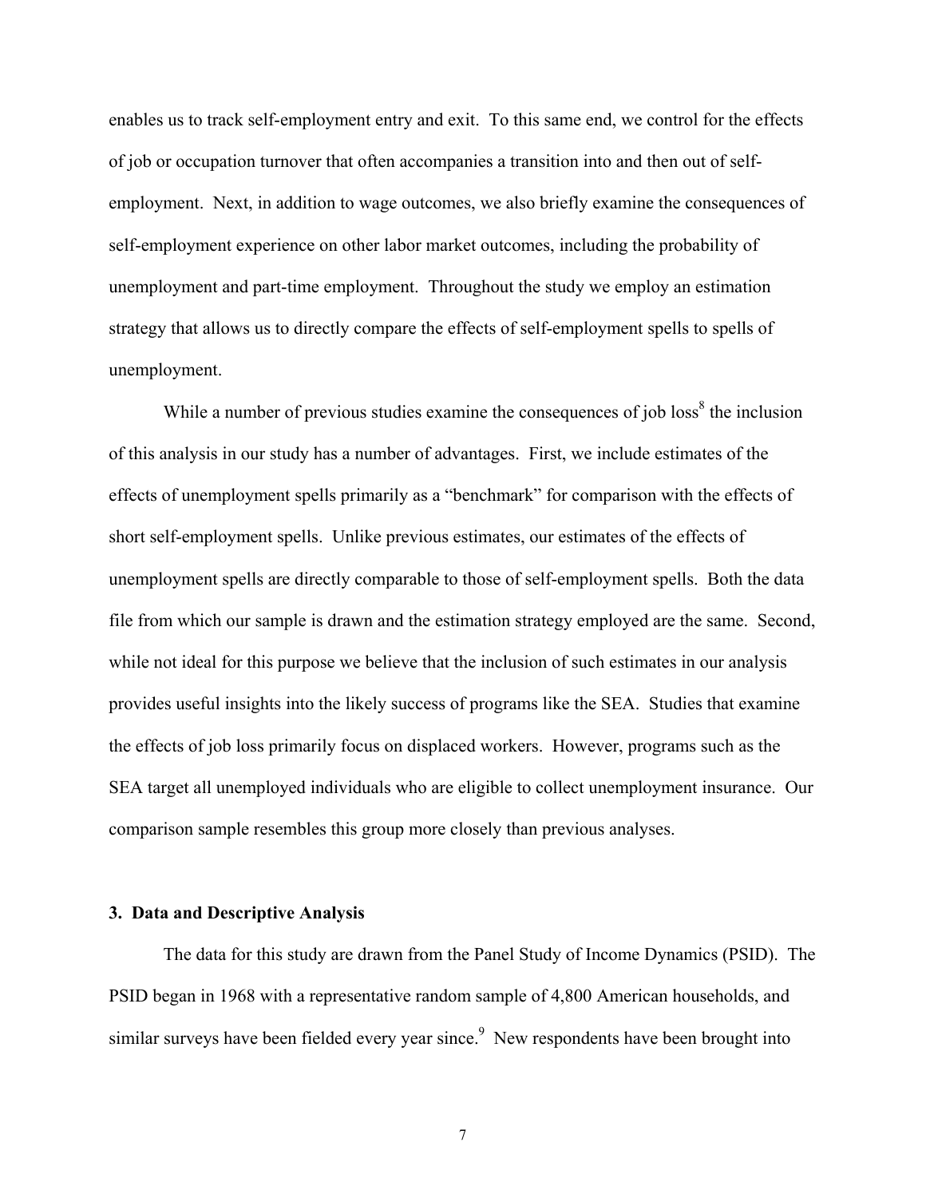enables us to track self-employment entry and exit. To this same end, we control for the effects of job or occupation turnover that often accompanies a transition into and then out of self-employment. Next, in addition to wage outcomes, we also briefly examine the consequences of self-employment experience on other labor market outcomes, including the probability of unemployment and part-time employment. Throughout the study we employ an estimation strategy that allows us to directly compare the effects of self-employment spells to spells of unemployment.

While a number of previous studies examine the consequences of job loss[8] the inclusion of this analysis in our study has a number of advantages. First, we include estimates of the effects of unemployment spells primarily as a "benchmark" for comparison with the effects of short self-employment spells. Unlike previous estimates, our estimates of the effects of unemployment spells are directly comparable to those of self-employment spells. Both the data file from which our sample is drawn and the estimation strategy employed are the same. Second, while not ideal for this purpose we believe that the inclusion of such estimates in our analysis provides useful insights into the likely success of programs like the SEA. Studies that examine the effects of job loss primarily focus on displaced workers. However, programs such as the SEA target all unemployed individuals who are eligible to collect unemployment insurance. Our comparison sample resembles this group more closely than previous analyses.

### 3. Data and Descriptive Analysis

The data for this study are drawn from the Panel Study of Income Dynamics (PSID). The PSID began in 1968 with a representative random sample of 4,800 American households, and similar surveys have been fielded every year since.[9] New respondents have been brought into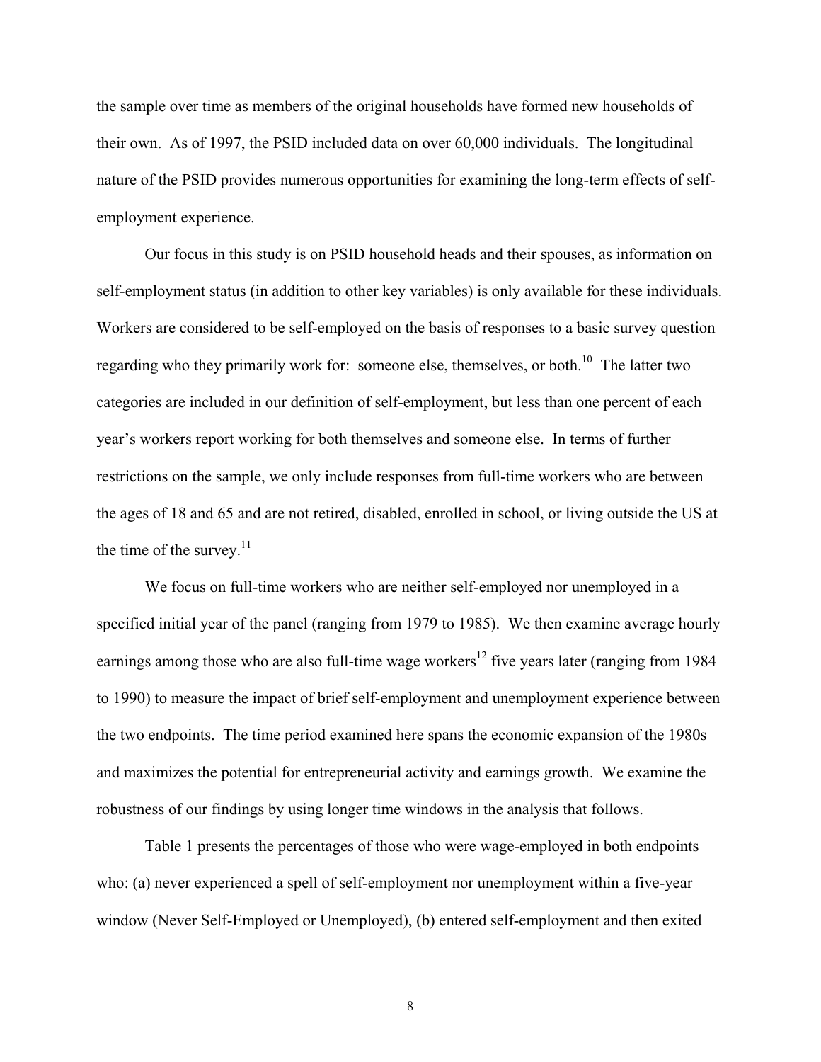the sample over time as members of the original households have formed new households of their own. As of 1997, the PSID included data on over 60,000 individuals. The longitudinal nature of the PSID provides numerous opportunities for examining the long-term effects of self-employment experience.

Our focus in this study is on PSID household heads and their spouses, as information on self-employment status (in addition to other key variables) is only available for these individuals. Workers are considered to be self-employed on the basis of responses to a basic survey question regarding who they primarily work for: someone else, themselves, or both.[10] The latter two categories are included in our definition of self-employment, but less than one percent of each year's workers report working for both themselves and someone else. In terms of further restrictions on the sample, we only include responses from full-time workers who are between the ages of 18 and 65 and are not retired, disabled, enrolled in school, or living outside the US at the time of the survey.[11]

We focus on full-time workers who are neither self-employed nor unemployed in a specified initial year of the panel (ranging from 1979 to 1985). We then examine average hourly earnings among those who are also full-time wage workers[12] five years later (ranging from 1984 to 1990) to measure the impact of brief self-employment and unemployment experience between the two endpoints. The time period examined here spans the economic expansion of the 1980s and maximizes the potential for entrepreneurial activity and earnings growth. We examine the robustness of our findings by using longer time windows in the analysis that follows.

Table 1 presents the percentages of those who were wage-employed in both endpoints who: (a) never experienced a spell of self-employment nor unemployment within a five-year window (Never Self-Employed or Unemployed), (b) entered self-employment and then exited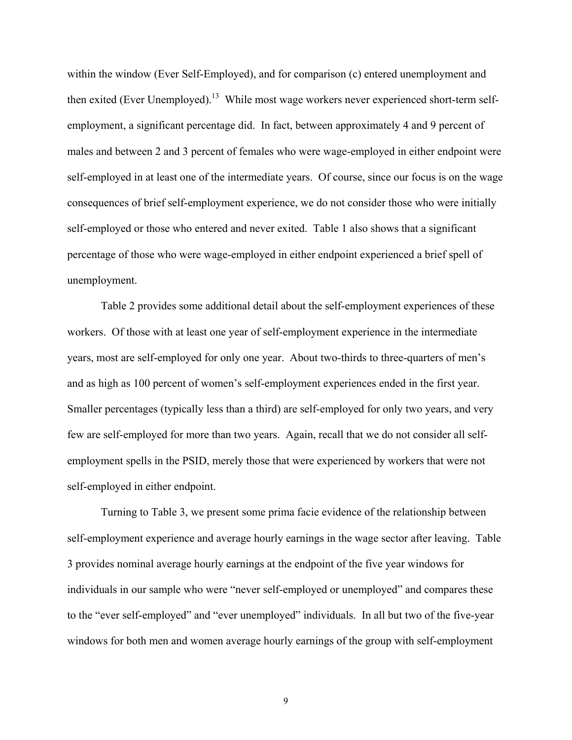within the window (Ever Self-Employed), and for comparison (c) entered unemployment and then exited (Ever Unemployed).[13] While most wage workers never experienced short-term self-employment, a significant percentage did. In fact, between approximately 4 and 9 percent of males and between 2 and 3 percent of females who were wage-employed in either endpoint were self-employed in at least one of the intermediate years. Of course, since our focus is on the wage consequences of brief self-employment experience, we do not consider those who were initially self-employed or those who entered and never exited. Table 1 also shows that a significant percentage of those who were wage-employed in either endpoint experienced a brief spell of unemployment.

Table 2 provides some additional detail about the self-employment experiences of these workers. Of those with at least one year of self-employment experience in the intermediate years, most are self-employed for only one year. About two-thirds to three-quarters of men's and as high as 100 percent of women's self-employment experiences ended in the first year. Smaller percentages (typically less than a third) are self-employed for only two years, and very few are self-employed for more than two years. Again, recall that we do not consider all self-employment spells in the PSID, merely those that were experienced by workers that were not self-employed in either endpoint.

Turning to Table 3, we present some prima facie evidence of the relationship between self-employment experience and average hourly earnings in the wage sector after leaving. Table 3 provides nominal average hourly earnings at the endpoint of the five year windows for individuals in our sample who were "never self-employed or unemployed" and compares these to the "ever self-employed" and "ever unemployed" individuals. In all but two of the five-year windows for both men and women average hourly earnings of the group with self-employment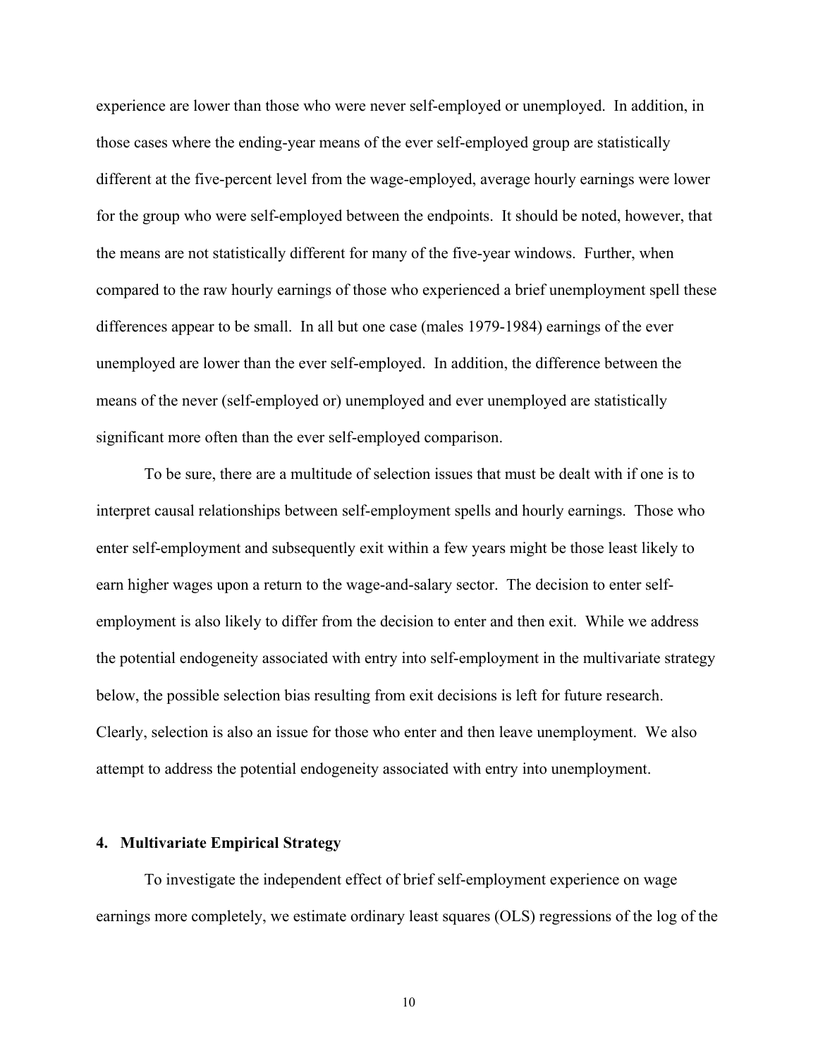experience are lower than those who were never self-employed or unemployed. In addition, in those cases where the ending-year means of the ever self-employed group are statistically different at the five-percent level from the wage-employed, average hourly earnings were lower for the group who were self-employed between the endpoints. It should be noted, however, that the means are not statistically different for many of the five-year windows. Further, when compared to the raw hourly earnings of those who experienced a brief unemployment spell these differences appear to be small. In all but one case (males 1979-1984) earnings of the ever unemployed are lower than the ever self-employed. In addition, the difference between the means of the never (self-employed or) unemployed and ever unemployed are statistically significant more often than the ever self-employed comparison.

To be sure, there are a multitude of selection issues that must be dealt with if one is to interpret causal relationships between self-employment spells and hourly earnings. Those who enter self-employment and subsequently exit within a few years might be those least likely to earn higher wages upon a return to the wage-and-salary sector. The decision to enter self-employment is also likely to differ from the decision to enter and then exit. While we address the potential endogeneity associated with entry into self-employment in the multivariate strategy below, the possible selection bias resulting from exit decisions is left for future research. Clearly, selection is also an issue for those who enter and then leave unemployment. We also attempt to address the potential endogeneity associated with entry into unemployment.

## 4. Multivariate Empirical Strategy

To investigate the independent effect of brief self-employment experience on wage earnings more completely, we estimate ordinary least squares (OLS) regressions of the log of the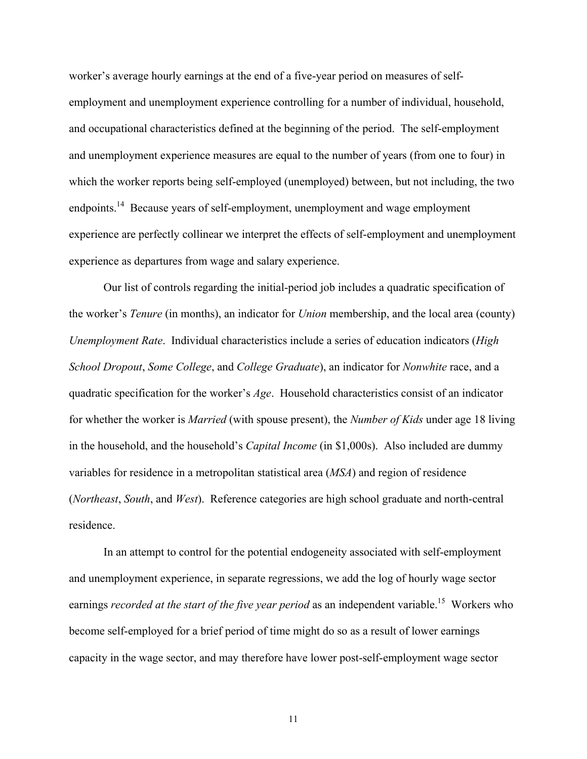worker's average hourly earnings at the end of a five-year period on measures of self-employment and unemployment experience controlling for a number of individual, household, and occupational characteristics defined at the beginning of the period. The self-employment and unemployment experience measures are equal to the number of years (from one to four) in which the worker reports being self-employed (unemployed) between, but not including, the two endpoints.[14] Because years of self-employment, unemployment and wage employment experience are perfectly collinear we interpret the effects of self-employment and unemployment experience as departures from wage and salary experience.

Our list of controls regarding the initial-period job includes a quadratic specification of the worker's *Tenure* (in months), an indicator for *Union* membership, and the local area (county) *Unemployment Rate*. Individual characteristics include a series of education indicators (*High School Dropout*, *Some College*, and *College Graduate*), an indicator for *Nonwhite* race, and a quadratic specification for the worker's *Age*. Household characteristics consist of an indicator for whether the worker is *Married* (with spouse present), the *Number of Kids* under age 18 living in the household, and the household's *Capital Income* (in $1,000s). Also included are dummy variables for residence in a metropolitan statistical area (*MSA*) and region of residence (*Northeast*, *South*, and *West*). Reference categories are high school graduate and north-central residence.

In an attempt to control for the potential endogeneity associated with self-employment and unemployment experience, in separate regressions, we add the log of hourly wage sector earnings *recorded at the start of the five year period* as an independent variable.[15] Workers who become self-employed for a brief period of time might do so as a result of lower earnings capacity in the wage sector, and may therefore have lower post-self-employment wage sector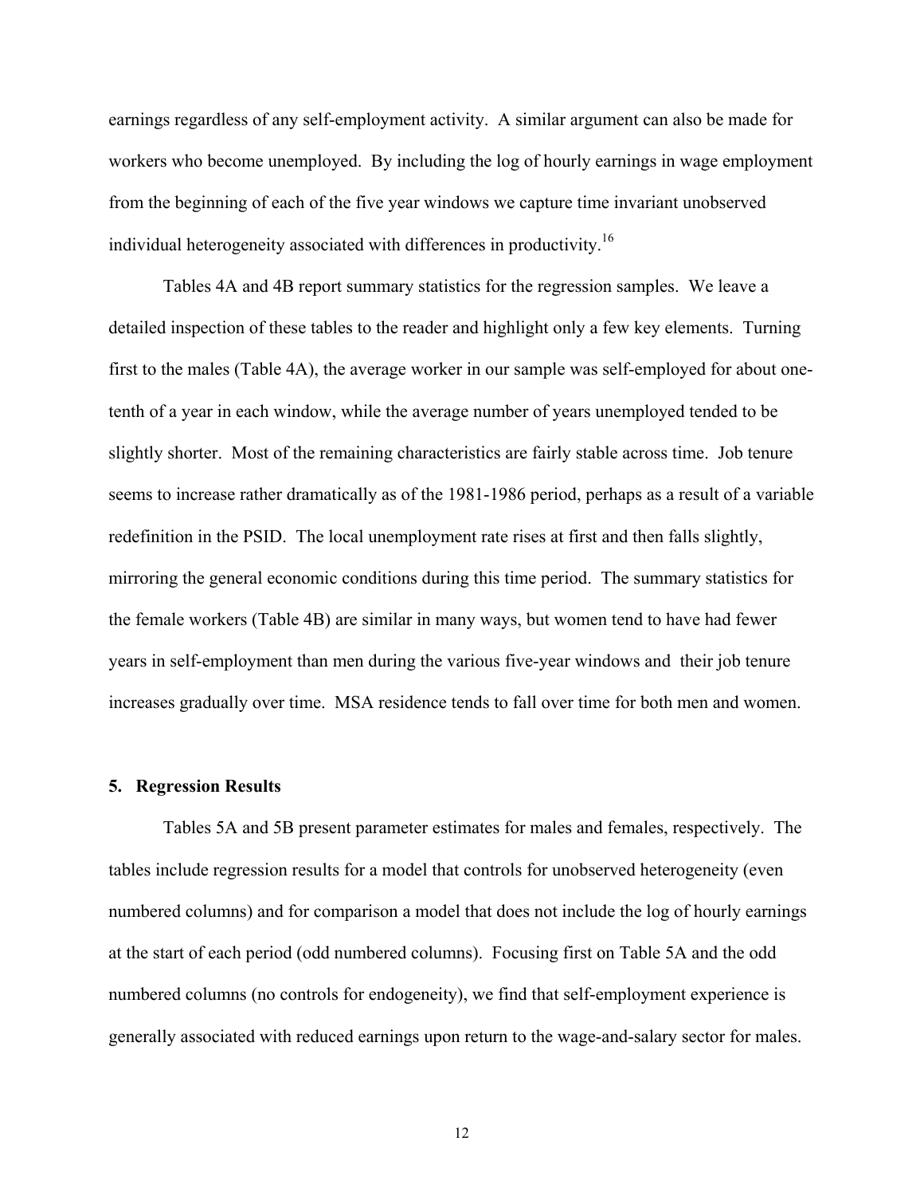earnings regardless of any self-employment activity. A similar argument can also be made for workers who become unemployed. By including the log of hourly earnings in wage employment from the beginning of each of the five year windows we capture time invariant unobserved individual heterogeneity associated with differences in productivity.[16]

Tables 4A and 4B report summary statistics for the regression samples. We leave a detailed inspection of these tables to the reader and highlight only a few key elements. Turning first to the males (Table 4A), the average worker in our sample was self-employed for about one-tenth of a year in each window, while the average number of years unemployed tended to be slightly shorter. Most of the remaining characteristics are fairly stable across time. Job tenure seems to increase rather dramatically as of the 1981-1986 period, perhaps as a result of a variable redefinition in the PSID. The local unemployment rate rises at first and then falls slightly, mirroring the general economic conditions during this time period. The summary statistics for the female workers (Table 4B) are similar in many ways, but women tend to have had fewer years in self-employment than men during the various five-year windows and their job tenure increases gradually over time. MSA residence tends to fall over time for both men and women.

## 5. Regression Results

Tables 5A and 5B present parameter estimates for males and females, respectively. The tables include regression results for a model that controls for unobserved heterogeneity (even numbered columns) and for comparison a model that does not include the log of hourly earnings at the start of each period (odd numbered columns). Focusing first on Table 5A and the odd numbered columns (no controls for endogeneity), we find that self-employment experience is generally associated with reduced earnings upon return to the wage-and-salary sector for males.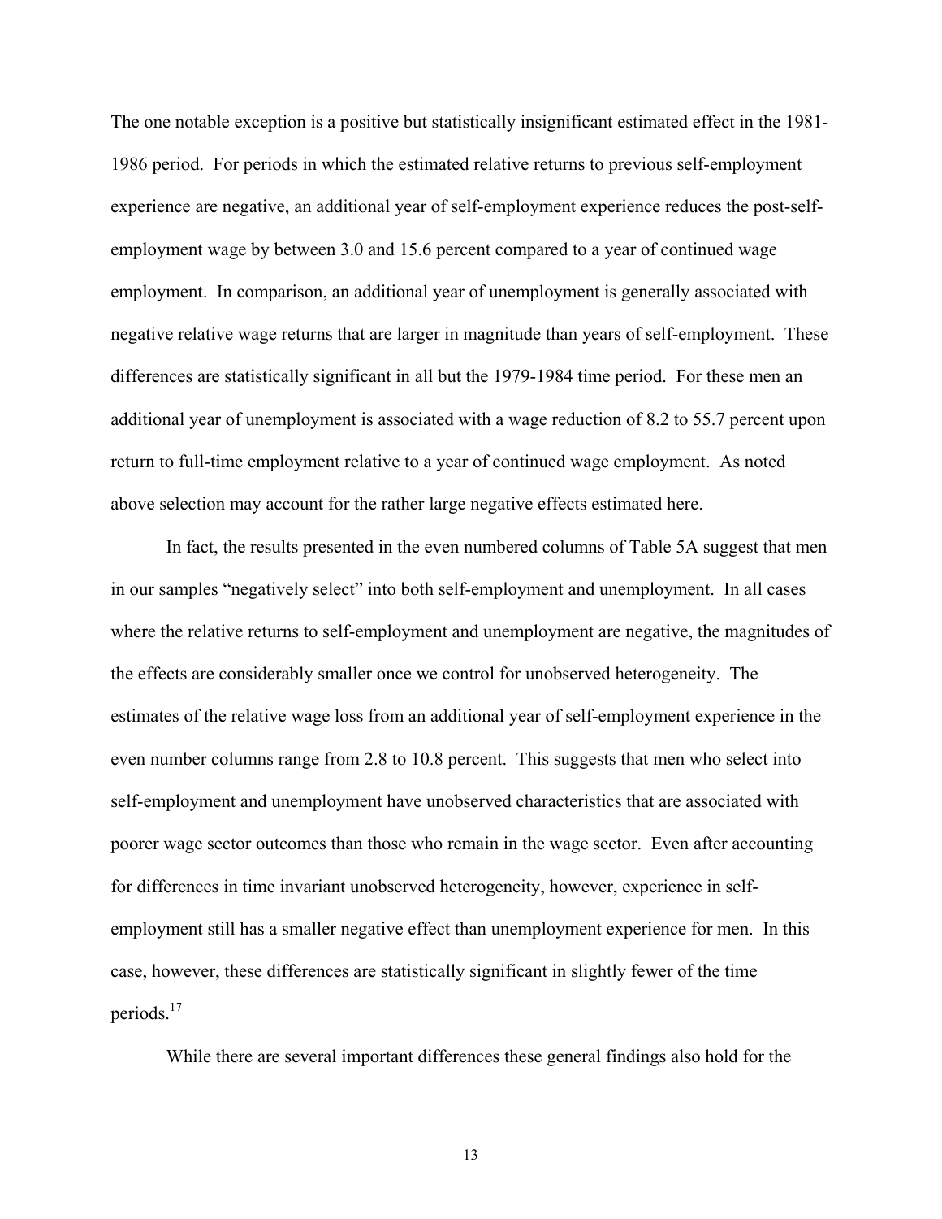The one notable exception is a positive but statistically insignificant estimated effect in the 1981-1986 period. For periods in which the estimated relative returns to previous self-employment experience are negative, an additional year of self-employment experience reduces the post-self-employment wage by between 3.0 and 15.6 percent compared to a year of continued wage employment. In comparison, an additional year of unemployment is generally associated with negative relative wage returns that are larger in magnitude than years of self-employment. These differences are statistically significant in all but the 1979-1984 time period. For these men an additional year of unemployment is associated with a wage reduction of 8.2 to 55.7 percent upon return to full-time employment relative to a year of continued wage employment. As noted above selection may account for the rather large negative effects estimated here.

In fact, the results presented in the even numbered columns of Table 5A suggest that men in our samples "negatively select" into both self-employment and unemployment. In all cases where the relative returns to self-employment and unemployment are negative, the magnitudes of the effects are considerably smaller once we control for unobserved heterogeneity. The estimates of the relative wage loss from an additional year of self-employment experience in the even number columns range from 2.8 to 10.8 percent. This suggests that men who select into self-employment and unemployment have unobserved characteristics that are associated with poorer wage sector outcomes than those who remain in the wage sector. Even after accounting for differences in time invariant unobserved heterogeneity, however, experience in self-employment still has a smaller negative effect than unemployment experience for men. In this case, however, these differences are statistically significant in slightly fewer of the time periods.[17]

While there are several important differences these general findings also hold for the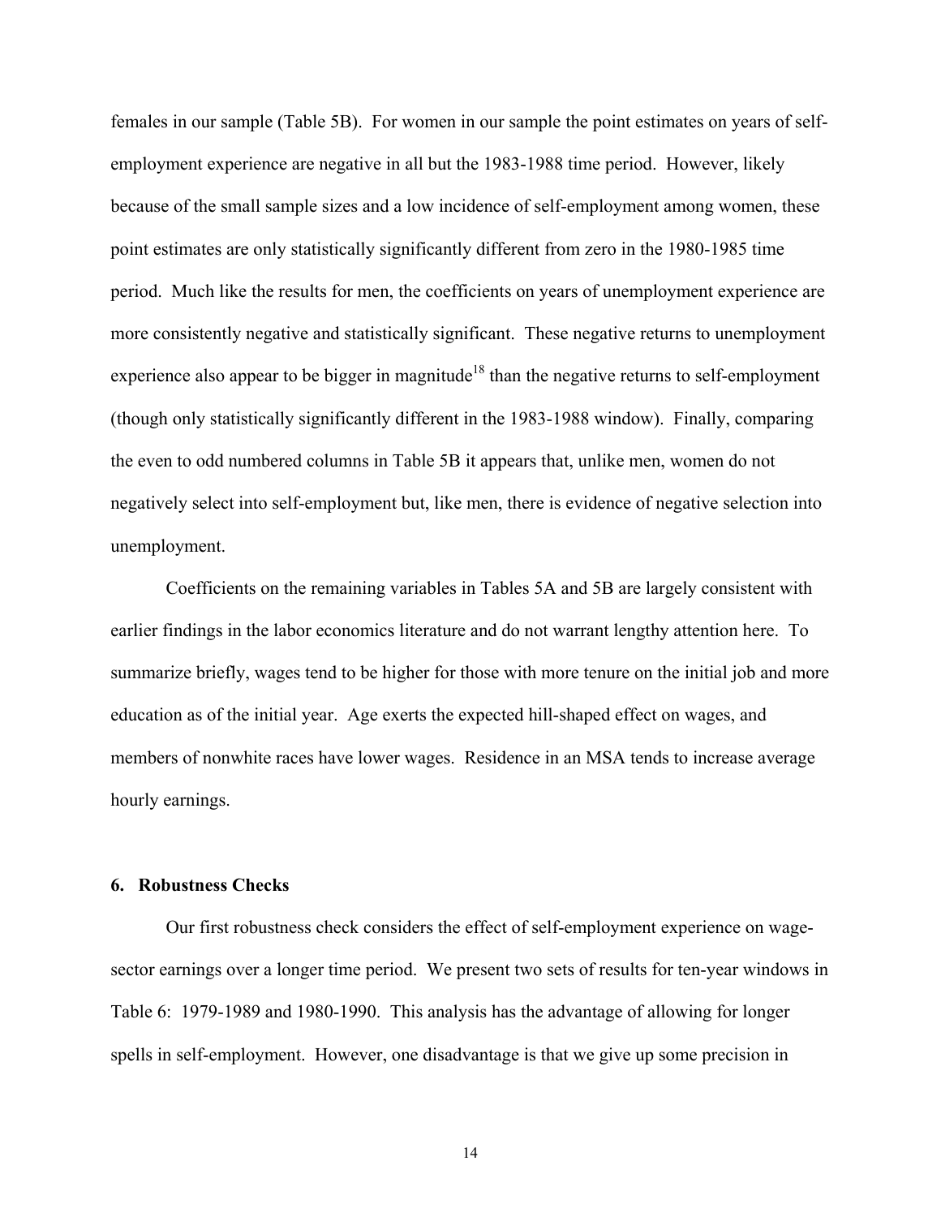females in our sample (Table 5B). For women in our sample the point estimates on years of self-employment experience are negative in all but the 1983-1988 time period. However, likely because of the small sample sizes and a low incidence of self-employment among women, these point estimates are only statistically significantly different from zero in the 1980-1985 time period. Much like the results for men, the coefficients on years of unemployment experience are more consistently negative and statistically significant. These negative returns to unemployment experience also appear to be bigger in magnitude[18] than the negative returns to self-employment (though only statistically significantly different in the 1983-1988 window). Finally, comparing the even to odd numbered columns in Table 5B it appears that, unlike men, women do not negatively select into self-employment but, like men, there is evidence of negative selection into unemployment.

Coefficients on the remaining variables in Tables 5A and 5B are largely consistent with earlier findings in the labor economics literature and do not warrant lengthy attention here. To summarize briefly, wages tend to be higher for those with more tenure on the initial job and more education as of the initial year. Age exerts the expected hill-shaped effect on wages, and members of nonwhite races have lower wages. Residence in an MSA tends to increase average hourly earnings.

## 6. Robustness Checks

Our first robustness check considers the effect of self-employment experience on wage-sector earnings over a longer time period. We present two sets of results for ten-year windows in Table 6: 1979-1989 and 1980-1990. This analysis has the advantage of allowing for longer spells in self-employment. However, one disadvantage is that we give up some precision in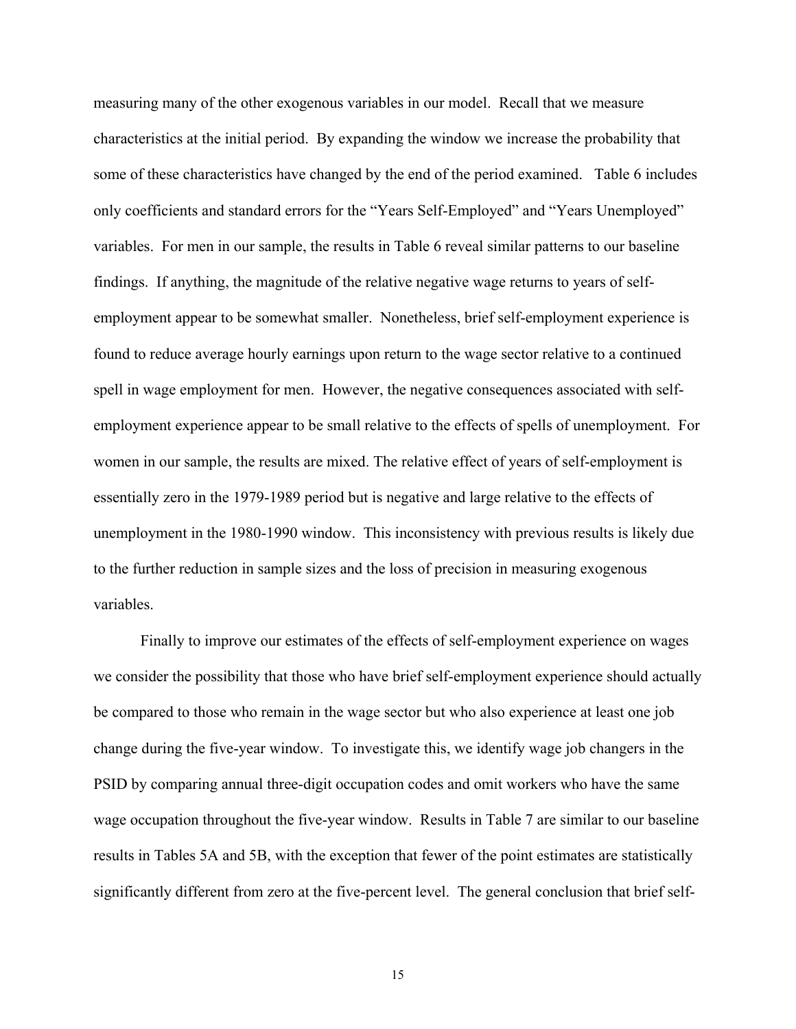measuring many of the other exogenous variables in our model. Recall that we measure characteristics at the initial period. By expanding the window we increase the probability that some of these characteristics have changed by the end of the period examined. Table 6 includes only coefficients and standard errors for the "Years Self-Employed" and "Years Unemployed" variables. For men in our sample, the results in Table 6 reveal similar patterns to our baseline findings. If anything, the magnitude of the relative negative wage returns to years of self-employment appear to be somewhat smaller. Nonetheless, brief self-employment experience is found to reduce average hourly earnings upon return to the wage sector relative to a continued spell in wage employment for men. However, the negative consequences associated with self-employment experience appear to be small relative to the effects of spells of unemployment. For women in our sample, the results are mixed. The relative effect of years of self-employment is essentially zero in the 1979-1989 period but is negative and large relative to the effects of unemployment in the 1980-1990 window. This inconsistency with previous results is likely due to the further reduction in sample sizes and the loss of precision in measuring exogenous variables.

Finally to improve our estimates of the effects of self-employment experience on wages we consider the possibility that those who have brief self-employment experience should actually be compared to those who remain in the wage sector but who also experience at least one job change during the five-year window. To investigate this, we identify wage job changers in the PSID by comparing annual three-digit occupation codes and omit workers who have the same wage occupation throughout the five-year window. Results in Table 7 are similar to our baseline results in Tables 5A and 5B, with the exception that fewer of the point estimates are statistically significantly different from zero at the five-percent level. The general conclusion that brief self-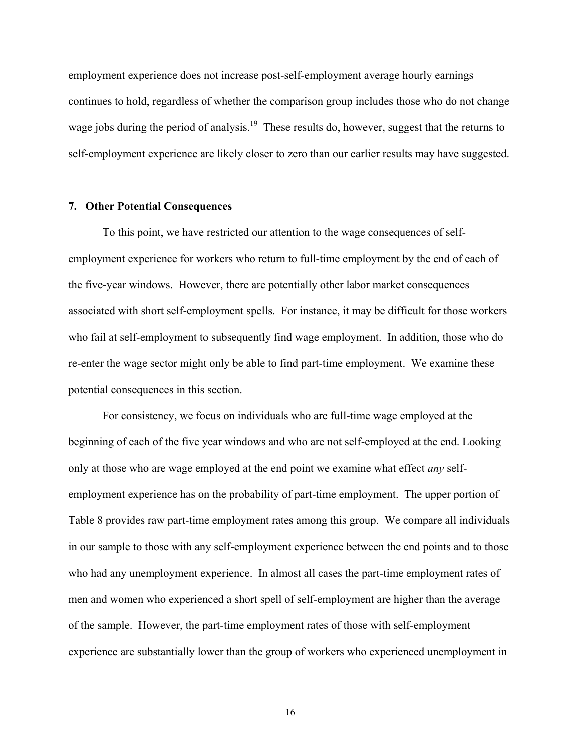employment experience does not increase post-self-employment average hourly earnings continues to hold, regardless of whether the comparison group includes those who do not change wage jobs during the period of analysis.[19] These results do, however, suggest that the returns to self-employment experience are likely closer to zero than our earlier results may have suggested.

## 7. Other Potential Consequences

To this point, we have restricted our attention to the wage consequences of self-employment experience for workers who return to full-time employment by the end of each of the five-year windows. However, there are potentially other labor market consequences associated with short self-employment spells. For instance, it may be difficult for those workers who fail at self-employment to subsequently find wage employment. In addition, those who do re-enter the wage sector might only be able to find part-time employment. We examine these potential consequences in this section.

For consistency, we focus on individuals who are full-time wage employed at the beginning of each of the five year windows and who are not self-employed at the end. Looking only at those who are wage employed at the end point we examine what effect *any* self-employment experience has on the probability of part-time employment. The upper portion of Table 8 provides raw part-time employment rates among this group. We compare all individuals in our sample to those with any self-employment experience between the end points and to those who had any unemployment experience. In almost all cases the part-time employment rates of men and women who experienced a short spell of self-employment are higher than the average of the sample. However, the part-time employment rates of those with self-employment experience are substantially lower than the group of workers who experienced unemployment in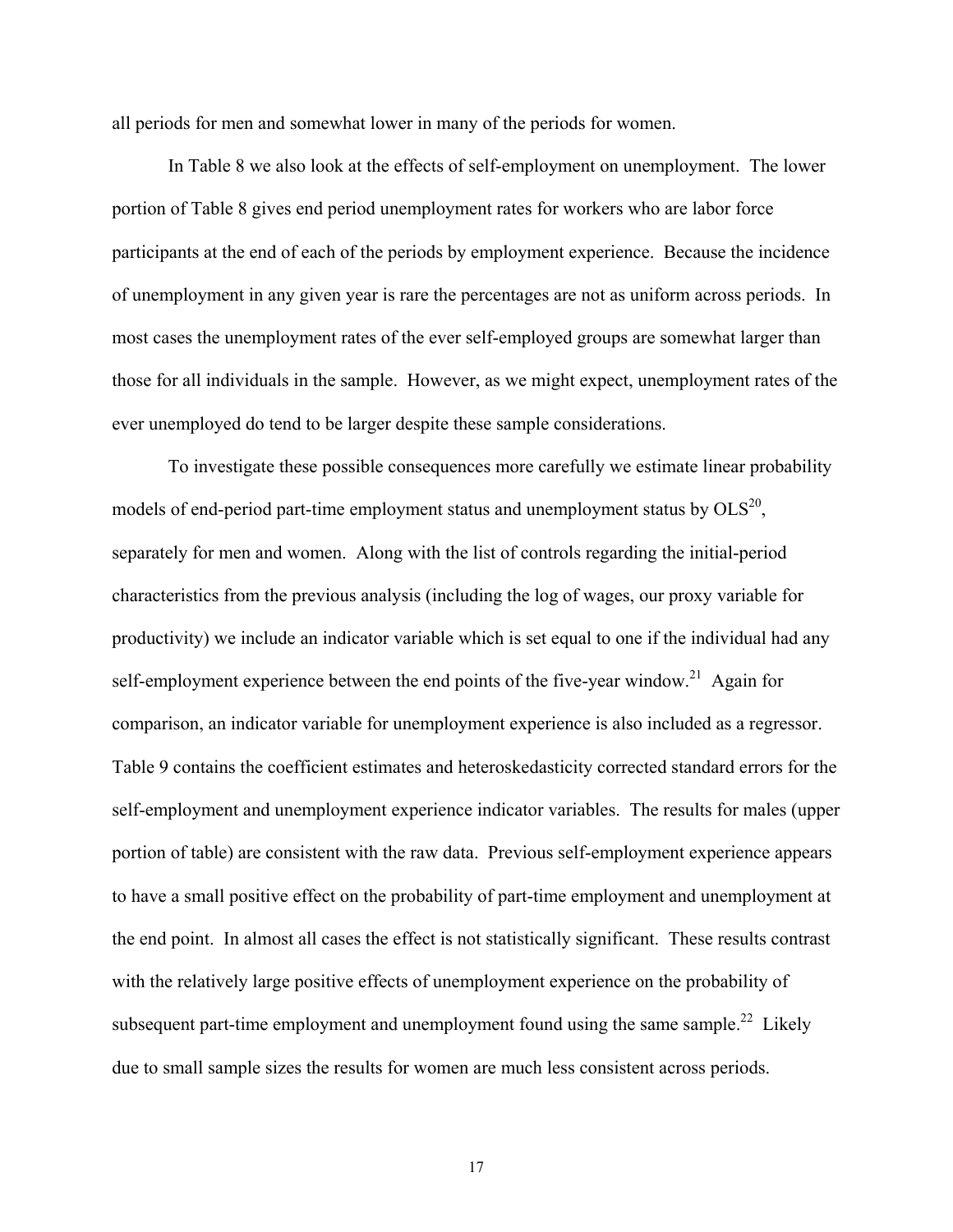all periods for men and somewhat lower in many of the periods for women.

In Table 8 we also look at the effects of self-employment on unemployment. The lower portion of Table 8 gives end period unemployment rates for workers who are labor force participants at the end of each of the periods by employment experience. Because the incidence of unemployment in any given year is rare the percentages are not as uniform across periods. In most cases the unemployment rates of the ever self-employed groups are somewhat larger than those for all individuals in the sample. However, as we might expect, unemployment rates of the ever unemployed do tend to be larger despite these sample considerations.

To investigate these possible consequences more carefully we estimate linear probability models of end-period part-time employment status and unemployment status by OLS[20], separately for men and women. Along with the list of controls regarding the initial-period characteristics from the previous analysis (including the log of wages, our proxy variable for productivity) we include an indicator variable which is set equal to one if the individual had any self-employment experience between the end points of the five-year window.[21] Again for comparison, an indicator variable for unemployment experience is also included as a regressor. Table 9 contains the coefficient estimates and heteroskedasticity corrected standard errors for the self-employment and unemployment experience indicator variables. The results for males (upper portion of table) are consistent with the raw data. Previous self-employment experience appears to have a small positive effect on the probability of part-time employment and unemployment at the end point. In almost all cases the effect is not statistically significant. These results contrast with the relatively large positive effects of unemployment experience on the probability of subsequent part-time employment and unemployment found using the same sample.[22] Likely due to small sample sizes the results for women are much less consistent across periods.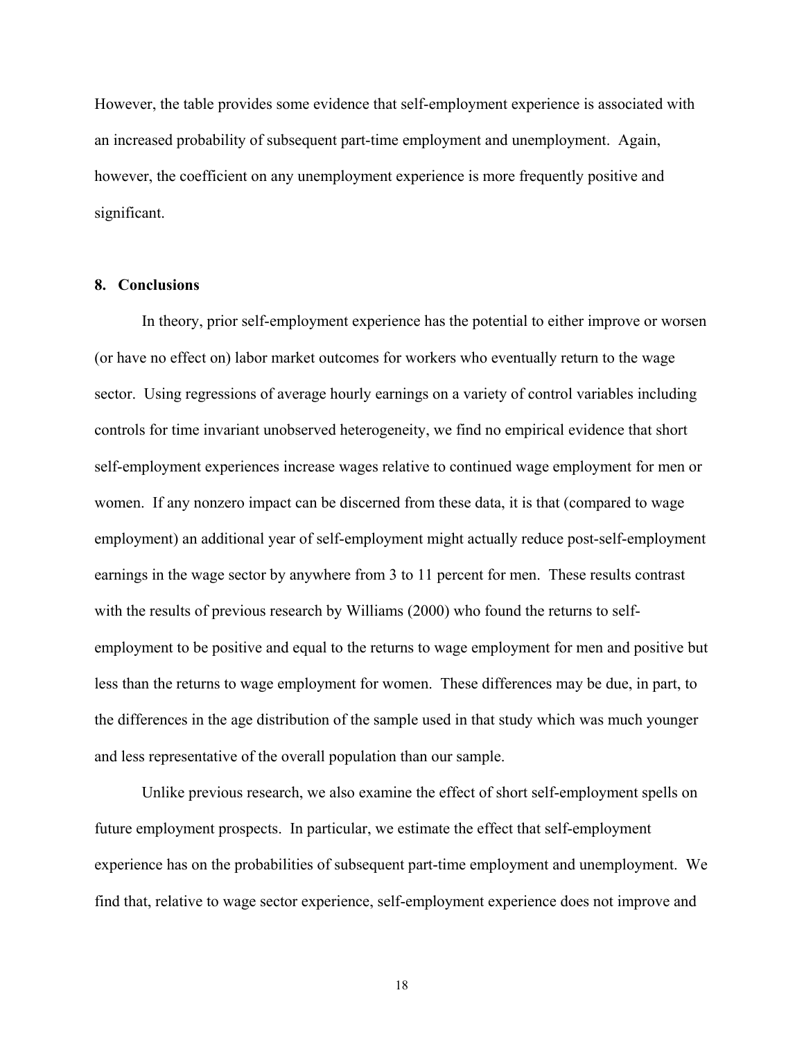However, the table provides some evidence that self-employment experience is associated with an increased probability of subsequent part-time employment and unemployment. Again, however, the coefficient on any unemployment experience is more frequently positive and significant.

## 8. Conclusions

In theory, prior self-employment experience has the potential to either improve or worsen (or have no effect on) labor market outcomes for workers who eventually return to the wage sector. Using regressions of average hourly earnings on a variety of control variables including controls for time invariant unobserved heterogeneity, we find no empirical evidence that short self-employment experiences increase wages relative to continued wage employment for men or women. If any nonzero impact can be discerned from these data, it is that (compared to wage employment) an additional year of self-employment might actually reduce post-self-employment earnings in the wage sector by anywhere from 3 to 11 percent for men. These results contrast with the results of previous research by Williams (2000) who found the returns to self-employment to be positive and equal to the returns to wage employment for men and positive but less than the returns to wage employment for women. These differences may be due, in part, to the differences in the age distribution of the sample used in that study which was much younger and less representative of the overall population than our sample.

Unlike previous research, we also examine the effect of short self-employment spells on future employment prospects. In particular, we estimate the effect that self-employment experience has on the probabilities of subsequent part-time employment and unemployment. We find that, relative to wage sector experience, self-employment experience does not improve and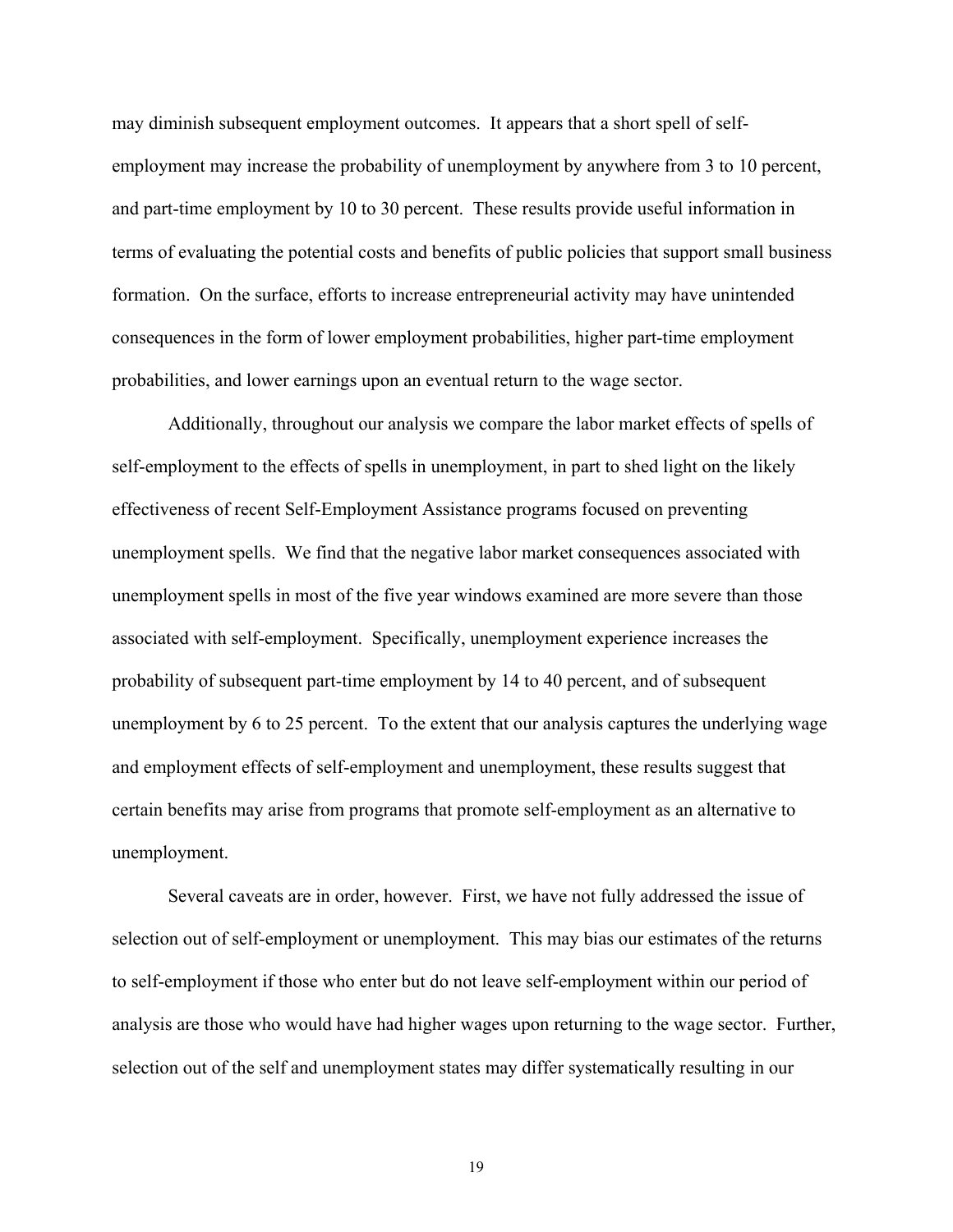may diminish subsequent employment outcomes. It appears that a short spell of self-employment may increase the probability of unemployment by anywhere from 3 to 10 percent, and part-time employment by 10 to 30 percent. These results provide useful information in terms of evaluating the potential costs and benefits of public policies that support small business formation. On the surface, efforts to increase entrepreneurial activity may have unintended consequences in the form of lower employment probabilities, higher part-time employment probabilities, and lower earnings upon an eventual return to the wage sector.

Additionally, throughout our analysis we compare the labor market effects of spells of self-employment to the effects of spells in unemployment, in part to shed light on the likely effectiveness of recent Self-Employment Assistance programs focused on preventing unemployment spells. We find that the negative labor market consequences associated with unemployment spells in most of the five year windows examined are more severe than those associated with self-employment. Specifically, unemployment experience increases the probability of subsequent part-time employment by 14 to 40 percent, and of subsequent unemployment by 6 to 25 percent. To the extent that our analysis captures the underlying wage and employment effects of self-employment and unemployment, these results suggest that certain benefits may arise from programs that promote self-employment as an alternative to unemployment.

Several caveats are in order, however. First, we have not fully addressed the issue of selection out of self-employment or unemployment. This may bias our estimates of the returns to self-employment if those who enter but do not leave self-employment within our period of analysis are those who would have had higher wages upon returning to the wage sector. Further, selection out of the self and unemployment states may differ systematically resulting in our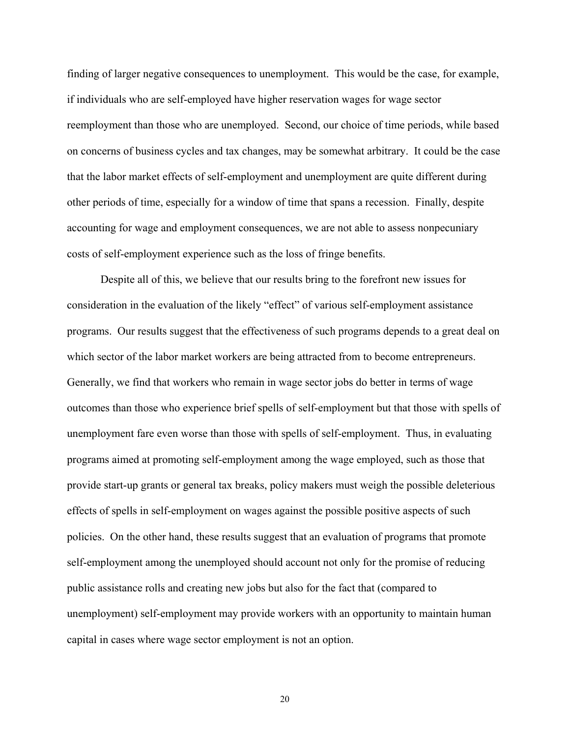finding of larger negative consequences to unemployment. This would be the case, for example, if individuals who are self-employed have higher reservation wages for wage sector reemployment than those who are unemployed. Second, our choice of time periods, while based on concerns of business cycles and tax changes, may be somewhat arbitrary. It could be the case that the labor market effects of self-employment and unemployment are quite different during other periods of time, especially for a window of time that spans a recession. Finally, despite accounting for wage and employment consequences, we are not able to assess nonpecuniary costs of self-employment experience such as the loss of fringe benefits.

Despite all of this, we believe that our results bring to the forefront new issues for consideration in the evaluation of the likely "effect" of various self-employment assistance programs. Our results suggest that the effectiveness of such programs depends to a great deal on which sector of the labor market workers are being attracted from to become entrepreneurs. Generally, we find that workers who remain in wage sector jobs do better in terms of wage outcomes than those who experience brief spells of self-employment but that those with spells of unemployment fare even worse than those with spells of self-employment. Thus, in evaluating programs aimed at promoting self-employment among the wage employed, such as those that provide start-up grants or general tax breaks, policy makers must weigh the possible deleterious effects of spells in self-employment on wages against the possible positive aspects of such policies. On the other hand, these results suggest that an evaluation of programs that promote self-employment among the unemployed should account not only for the promise of reducing public assistance rolls and creating new jobs but also for the fact that (compared to unemployment) self-employment may provide workers with an opportunity to maintain human capital in cases where wage sector employment is not an option.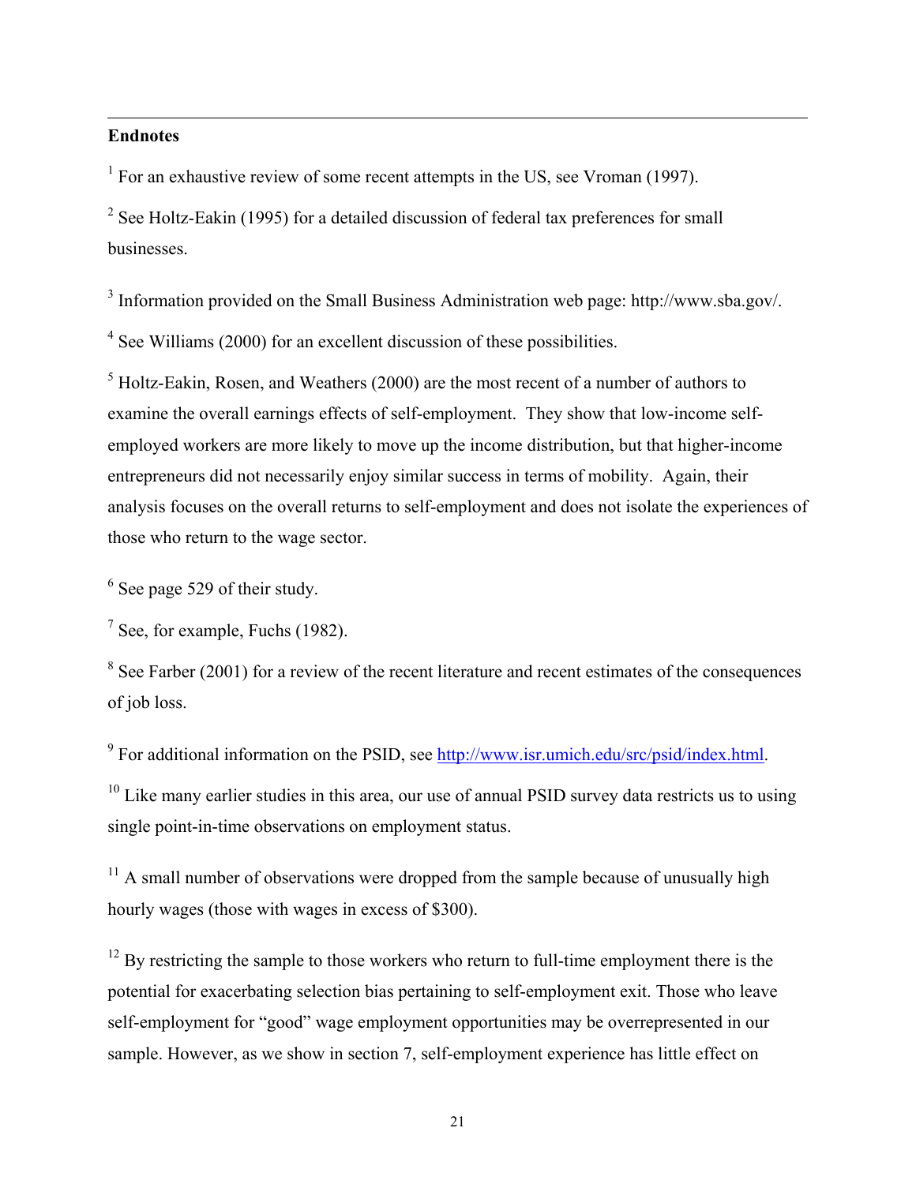## Endnotes

[1] For an exhaustive review of some recent attempts in the US, see Vroman (1997).

[2] See Holtz-Eakin (1995) for a detailed discussion of federal tax preferences for small businesses.

[3] Information provided on the Small Business Administration web page: http://www.sba.gov/.

[4] See Williams (2000) for an excellent discussion of these possibilities.

[5] Holtz-Eakin, Rosen, and Weathers (2000) are the most recent of a number of authors to examine the overall earnings effects of self-employment. They show that low-income self-employed workers are more likely to move up the income distribution, but that higher-income entrepreneurs did not necessarily enjoy similar success in terms of mobility. Again, their analysis focuses on the overall returns to self-employment and does not isolate the experiences of those who return to the wage sector.

[6] See page 529 of their study.

[7] See, for example, Fuchs (1982).

[8] See Farber (2001) for a review of the recent literature and recent estimates of the consequences of job loss.

[9] For additional information on the PSID, see http://www.isr.umich.edu/src/psid/index.html.

[10] Like many earlier studies in this area, our use of annual PSID survey data restricts us to using single point-in-time observations on employment status.

[11] A small number of observations were dropped from the sample because of unusually high hourly wages (those with wages in excess of $300).

[12] By restricting the sample to those workers who return to full-time employment there is the potential for exacerbating selection bias pertaining to self-employment exit. Those who leave self-employment for "good" wage employment opportunities may be overrepresented in our sample. However, as we show in section 7, self-employment experience has little effect on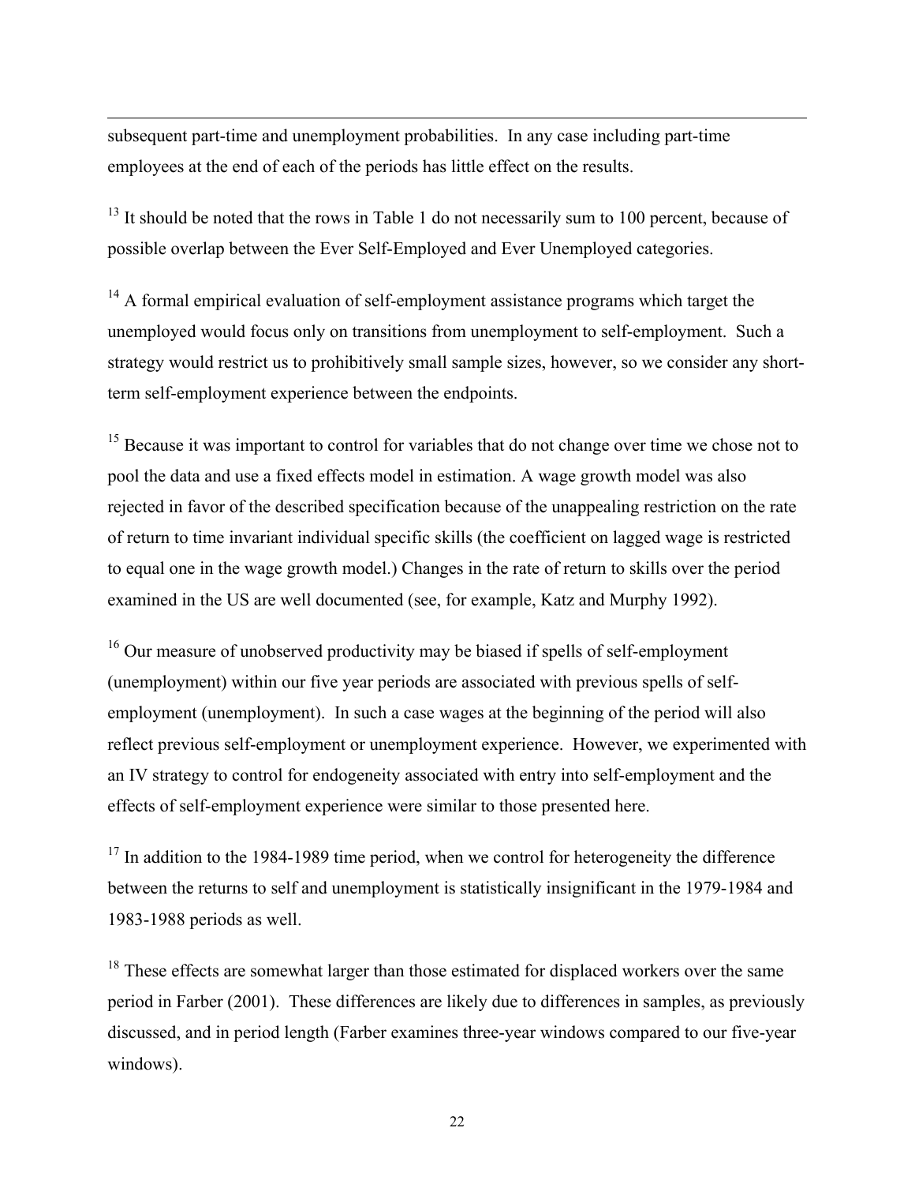subsequent part-time and unemployment probabilities. In any case including part-time employees at the end of each of the periods has little effect on the results.

[13] It should be noted that the rows in Table 1 do not necessarily sum to 100 percent, because of possible overlap between the Ever Self-Employed and Ever Unemployed categories.

[14] A formal empirical evaluation of self-employment assistance programs which target the unemployed would focus only on transitions from unemployment to self-employment. Such a strategy would restrict us to prohibitively small sample sizes, however, so we consider any short-term self-employment experience between the endpoints.

[15] Because it was important to control for variables that do not change over time we chose not to pool the data and use a fixed effects model in estimation. A wage growth model was also rejected in favor of the described specification because of the unappealing restriction on the rate of return to time invariant individual specific skills (the coefficient on lagged wage is restricted to equal one in the wage growth model.) Changes in the rate of return to skills over the period examined in the US are well documented (see, for example, Katz and Murphy 1992).

[16] Our measure of unobserved productivity may be biased if spells of self-employment (unemployment) within our five year periods are associated with previous spells of self-employment (unemployment). In such a case wages at the beginning of the period will also reflect previous self-employment or unemployment experience. However, we experimented with an IV strategy to control for endogeneity associated with entry into self-employment and the effects of self-employment experience were similar to those presented here.

[17] In addition to the 1984-1989 time period, when we control for heterogeneity the difference between the returns to self and unemployment is statistically insignificant in the 1979-1984 and 1983-1988 periods as well.

[18] These effects are somewhat larger than those estimated for displaced workers over the same period in Farber (2001). These differences are likely due to differences in samples, as previously discussed, and in period length (Farber examines three-year windows compared to our five-year windows).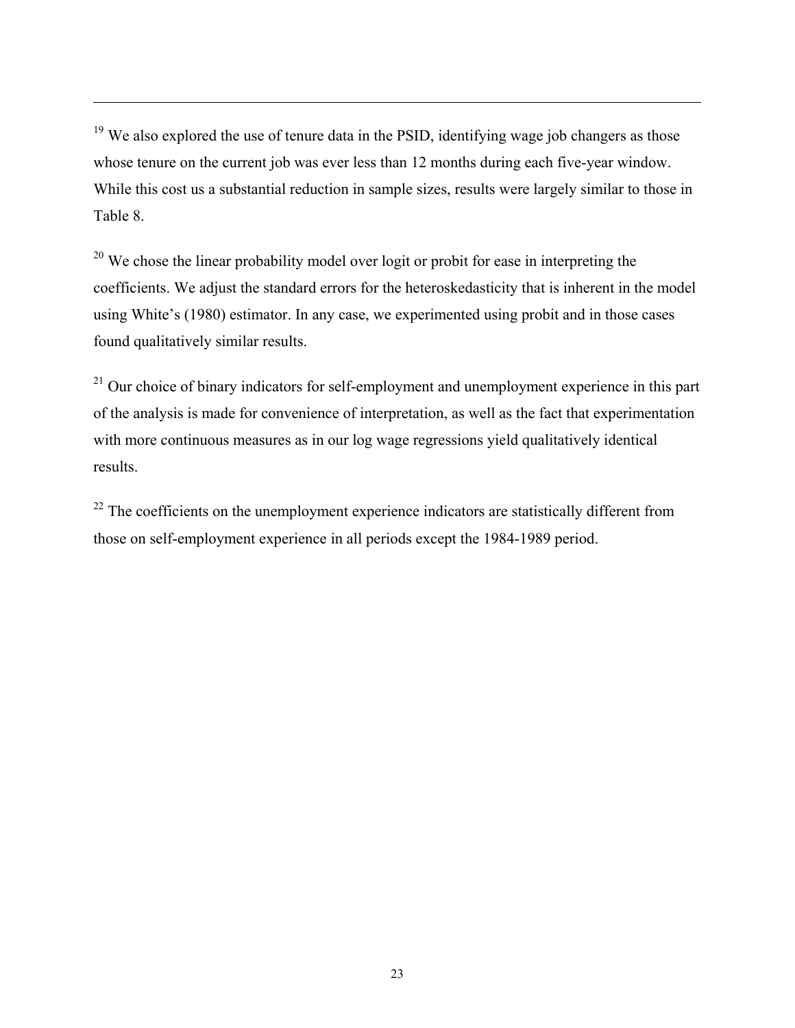[19] We also explored the use of tenure data in the PSID, identifying wage job changers as those whose tenure on the current job was ever less than 12 months during each five-year window. While this cost us a substantial reduction in sample sizes, results were largely similar to those in Table 8.

[20] We chose the linear probability model over logit or probit for ease in interpreting the coefficients. We adjust the standard errors for the heteroskedasticity that is inherent in the model using White's (1980) estimator. In any case, we experimented using probit and in those cases found qualitatively similar results.

[21] Our choice of binary indicators for self-employment and unemployment experience in this part of the analysis is made for convenience of interpretation, as well as the fact that experimentation with more continuous measures as in our log wage regressions yield qualitatively identical results.

[22] The coefficients on the unemployment experience indicators are statistically different from those on self-employment experience in all periods except the 1984-1989 period.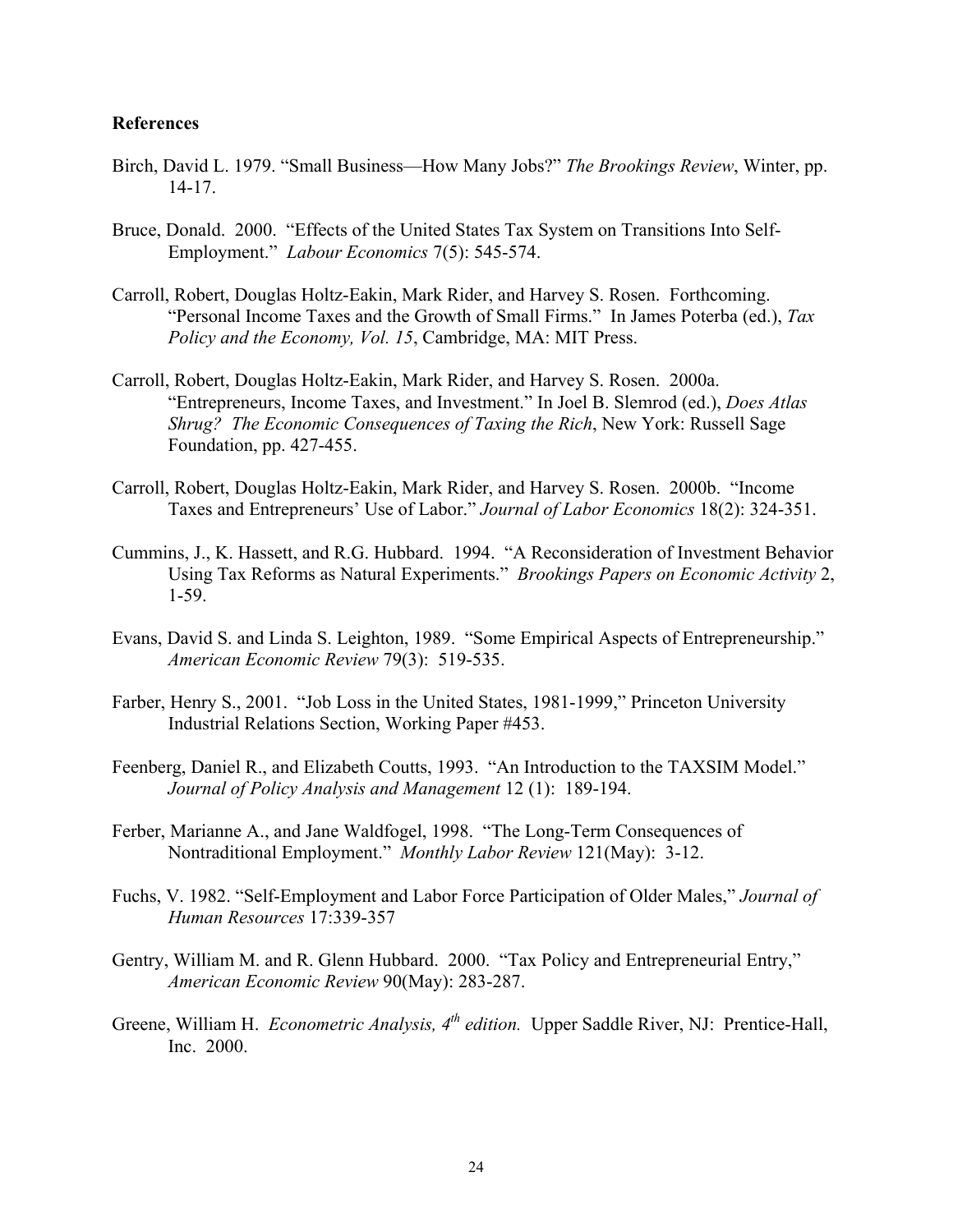## References

Birch, David L. 1979. "Small Business—How Many Jobs?" *The Brookings Review*, Winter, pp. 14-17.

Bruce, Donald. 2000. "Effects of the United States Tax System on Transitions Into Self-Employment." *Labour Economics* 7(5): 545-574.

Carroll, Robert, Douglas Holtz-Eakin, Mark Rider, and Harvey S. Rosen. Forthcoming. "Personal Income Taxes and the Growth of Small Firms." In James Poterba (ed.), *Tax Policy and the Economy, Vol. 15*, Cambridge, MA: MIT Press.

Carroll, Robert, Douglas Holtz-Eakin, Mark Rider, and Harvey S. Rosen. 2000a. "Entrepreneurs, Income Taxes, and Investment." In Joel B. Slemrod (ed.), *Does Atlas Shrug? The Economic Consequences of Taxing the Rich*, New York: Russell Sage Foundation, pp. 427-455.

Carroll, Robert, Douglas Holtz-Eakin, Mark Rider, and Harvey S. Rosen. 2000b. "Income Taxes and Entrepreneurs' Use of Labor." *Journal of Labor Economics* 18(2): 324-351.

Cummins, J., K. Hassett, and R.G. Hubbard. 1994. "A Reconsideration of Investment Behavior Using Tax Reforms as Natural Experiments." *Brookings Papers on Economic Activity* 2, 1-59.

Evans, David S. and Linda S. Leighton, 1989. "Some Empirical Aspects of Entrepreneurship." *American Economic Review* 79(3): 519-535.

Farber, Henry S., 2001. "Job Loss in the United States, 1981-1999," Princeton University Industrial Relations Section, Working Paper #453.

Feenberg, Daniel R., and Elizabeth Coutts, 1993. "An Introduction to the TAXSIM Model." *Journal of Policy Analysis and Management* 12 (1): 189-194.

Ferber, Marianne A., and Jane Waldfogel, 1998. "The Long-Term Consequences of Nontraditional Employment." *Monthly Labor Review* 121(May): 3-12.

Fuchs, V. 1982. "Self-Employment and Labor Force Participation of Older Males," *Journal of Human Resources* 17:339-357

Gentry, William M. and R. Glenn Hubbard. 2000. "Tax Policy and Entrepreneurial Entry," *American Economic Review* 90(May): 283-287.

Greene, William H. *Econometric Analysis, 4th edition.* Upper Saddle River, NJ: Prentice-Hall, Inc. 2000.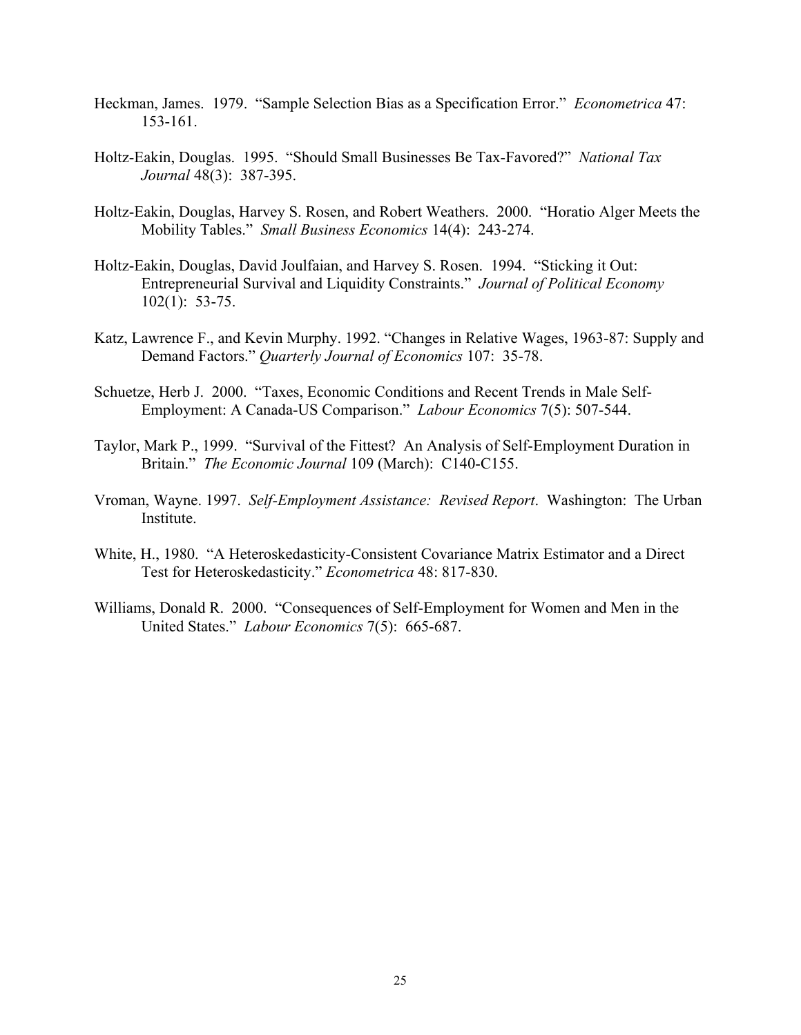Heckman, James. 1979. "Sample Selection Bias as a Specification Error." *Econometrica* 47: 153-161.

Holtz-Eakin, Douglas. 1995. "Should Small Businesses Be Tax-Favored?" *National Tax Journal* 48(3): 387-395.

Holtz-Eakin, Douglas, Harvey S. Rosen, and Robert Weathers. 2000. "Horatio Alger Meets the Mobility Tables." *Small Business Economics* 14(4): 243-274.

Holtz-Eakin, Douglas, David Joulfaian, and Harvey S. Rosen. 1994. "Sticking it Out: Entrepreneurial Survival and Liquidity Constraints." *Journal of Political Economy* 102(1): 53-75.

Katz, Lawrence F., and Kevin Murphy. 1992. "Changes in Relative Wages, 1963-87: Supply and Demand Factors." *Quarterly Journal of Economics* 107: 35-78.

Schuetze, Herb J. 2000. "Taxes, Economic Conditions and Recent Trends in Male Self-Employment: A Canada-US Comparison." *Labour Economics* 7(5): 507-544.

Taylor, Mark P., 1999. "Survival of the Fittest? An Analysis of Self-Employment Duration in Britain." *The Economic Journal* 109 (March): C140-C155.

Vroman, Wayne. 1997. *Self-Employment Assistance: Revised Report*. Washington: The Urban Institute.

White, H., 1980. "A Heteroskedasticity-Consistent Covariance Matrix Estimator and a Direct Test for Heteroskedasticity." *Econometrica* 48: 817-830.

Williams, Donald R. 2000. "Consequences of Self-Employment for Women and Men in the United States." *Labour Economics* 7(5): 665-687.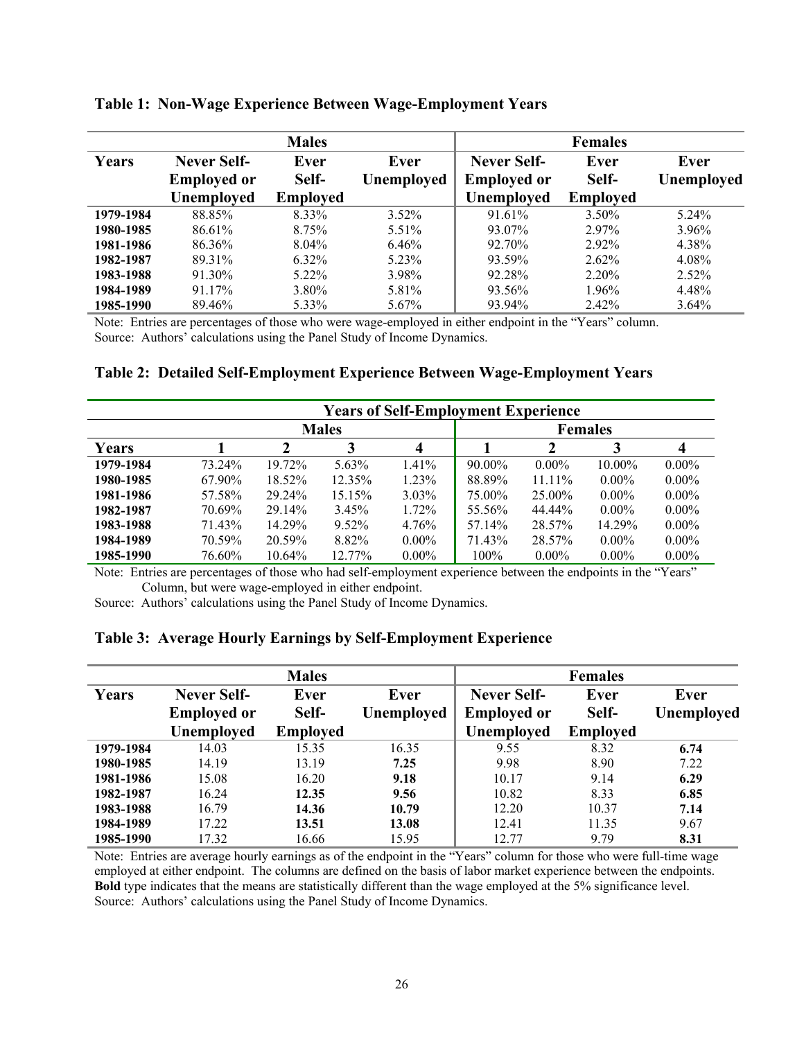**Table 1: Non-Wage Experience Between Wage-Employment Years**

| | Males | | | Females | | |
|---|---|---|---|---|---|---|
| **Years** | **Never Self-Employed or Unemployed** | **Ever Self-Employed** | **Ever Unemployed** | **Never Self-Employed or Unemployed** | **Ever Self-Employed** | **Ever Unemployed** |
| **1979-1984** | 88.85% | 8.33% | 3.52% | 91.61% | 3.50% | 5.24% |
| **1980-1985** | 86.61% | 8.75% | 5.51% | 93.07% | 2.97% | 3.96% |
| **1981-1986** | 86.36% | 8.04% | 6.46% | 92.70% | 2.92% | 4.38% |
| **1982-1987** | 89.31% | 6.32% | 5.23% | 93.59% | 2.62% | 4.08% |
| **1983-1988** | 91.30% | 5.22% | 3.98% | 92.28% | 2.20% | 2.52% |
| **1984-1989** | 91.17% | 3.80% | 5.81% | 93.56% | 1.96% | 4.48% |
| **1985-1990** | 89.46% | 5.33% | 5.67% | 93.94% | 2.42% | 3.64% |

Note: Entries are percentages of those who were wage-employed in either endpoint in the "Years" column.
Source: Authors' calculations using the Panel Study of Income Dynamics.

**Table 2: Detailed Self-Employment Experience Between Wage-Employment Years**

| | Years of Self-Employment Experience | | | | | | | |
|---|---|---|---|---|---|---|---|---|
| | Males | | | | Females | | | |
| **Years** | **1** | **2** | **3** | **4** | **1** | **2** | **3** | **4** |
| **1979-1984** | 73.24% | 19.72% | 5.63% | 1.41% | 90.00% | 0.00% | 10.00% | 0.00% |
| **1980-1985** | 67.90% | 18.52% | 12.35% | 1.23% | 88.89% | 11.11% | 0.00% | 0.00% |
| **1981-1986** | 57.58% | 29.24% | 15.15% | 3.03% | 75.00% | 25.00% | 0.00% | 0.00% |
| **1982-1987** | 70.69% | 29.14% | 3.45% | 1.72% | 55.56% | 44.44% | 0.00% | 0.00% |
| **1983-1988** | 71.43% | 14.29% | 9.52% | 4.76% | 57.14% | 28.57% | 14.29% | 0.00% |
| **1984-1989** | 70.59% | 20.59% | 8.82% | 0.00% | 71.43% | 28.57% | 0.00% | 0.00% |
| **1985-1990** | 76.60% | 10.64% | 12.77% | 0.00% | 100% | 0.00% | 0.00% | 0.00% |

Note: Entries are percentages of those who had self-employment experience between the endpoints in the "Years" Column, but were wage-employed in either endpoint.
Source: Authors' calculations using the Panel Study of Income Dynamics.

**Table 3: Average Hourly Earnings by Self-Employment Experience**

| | Males | | | Females | | |
|---|---|---|---|---|---|---|
| **Years** | **Never Self-Employed or Unemployed** | **Ever Self-Employed** | **Ever Unemployed** | **Never Self-Employed or Unemployed** | **Ever Self-Employed** | **Ever Unemployed** |
| **1979-1984** | 14.03 | 15.35 | 16.35 | 9.55 | 8.32 | **6.74** |
| **1980-1985** | 14.19 | 13.19 | **7.25** | 9.98 | 8.90 | 7.22 |
| **1981-1986** | 15.08 | 16.20 | **9.18** | 10.17 | 9.14 | **6.29** |
| **1982-1987** | 16.24 | **12.35** | **9.56** | 10.82 | 8.33 | **6.85** |
| **1983-1988** | 16.79 | **14.36** | **10.79** | 12.20 | 10.37 | **7.14** |
| **1984-1989** | 17.22 | **13.51** | **13.08** | 12.41 | 11.35 | 9.67 |
| **1985-1990** | 17.32 | 16.66 | 15.95 | 12.77 | 9.79 | **8.31** |

Note: Entries are average hourly earnings as of the endpoint in the "Years" column for those who were full-time wage employed at either endpoint. The columns are defined on the basis of labor market experience between the endpoints. **Bold** type indicates that the means are statistically different than the wage employed at the 5% significance level.
Source: Authors' calculations using the Panel Study of Income Dynamics.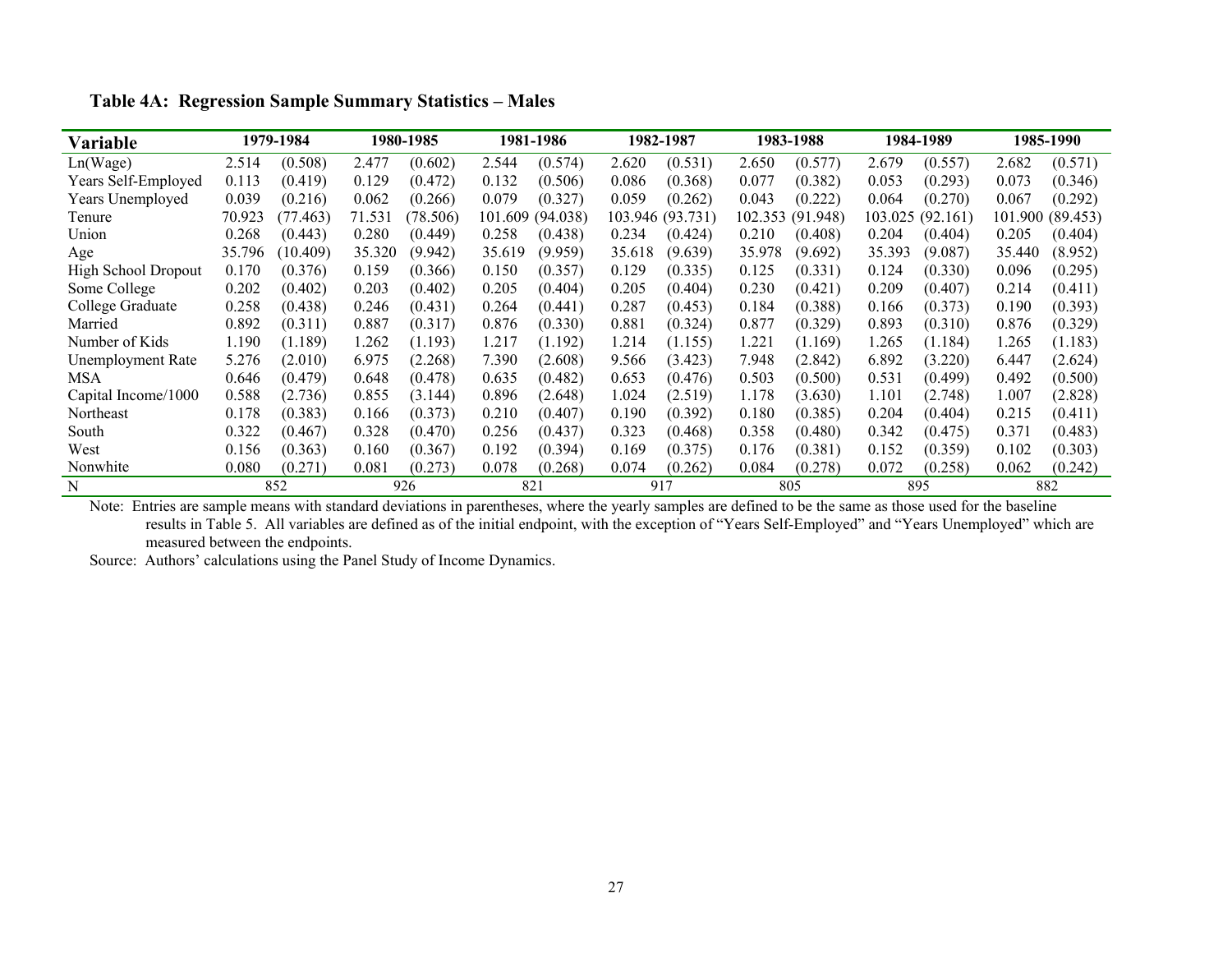**Table 4A: Regression Sample Summary Statistics – Males**

| Variable | 1979-1984 | | 1980-1985 | | 1981-1986 | | 1982-1987 | | 1983-1988 | | 1984-1989 | | 1985-1990 | |
|---|---|---|---|---|---|---|---|---|---|---|---|---|---|---|
| Ln(Wage) | 2.514 | (0.508) | 2.477 | (0.602) | 2.544 | (0.574) | 2.620 | (0.531) | 2.650 | (0.577) | 2.679 | (0.557) | 2.682 | (0.571) |
| Years Self-Employed | 0.113 | (0.419) | 0.129 | (0.472) | 0.132 | (0.506) | 0.086 | (0.368) | 0.077 | (0.382) | 0.053 | (0.293) | 0.073 | (0.346) |
| Years Unemployed | 0.039 | (0.216) | 0.062 | (0.266) | 0.079 | (0.327) | 0.059 | (0.262) | 0.043 | (0.222) | 0.064 | (0.270) | 0.067 | (0.292) |
| Tenure | 70.923 | (77.463) | 71.531 | (78.506) | 101.609 | (94.038) | 103.946 | (93.731) | 102.353 | (91.948) | 103.025 | (92.161) | 101.900 | (89.453) |
| Union | 0.268 | (0.443) | 0.280 | (0.449) | 0.258 | (0.438) | 0.234 | (0.424) | 0.210 | (0.408) | 0.204 | (0.404) | 0.205 | (0.404) |
| Age | 35.796 | (10.409) | 35.320 | (9.942) | 35.619 | (9.959) | 35.618 | (9.639) | 35.978 | (9.692) | 35.393 | (9.087) | 35.440 | (8.952) |
| High School Dropout | 0.170 | (0.376) | 0.159 | (0.366) | 0.150 | (0.357) | 0.129 | (0.335) | 0.125 | (0.331) | 0.124 | (0.330) | 0.096 | (0.295) |
| Some College | 0.202 | (0.402) | 0.203 | (0.402) | 0.205 | (0.404) | 0.205 | (0.404) | 0.230 | (0.421) | 0.209 | (0.407) | 0.214 | (0.411) |
| College Graduate | 0.258 | (0.438) | 0.246 | (0.431) | 0.264 | (0.441) | 0.287 | (0.453) | 0.184 | (0.388) | 0.166 | (0.373) | 0.190 | (0.393) |
| Married | 0.892 | (0.311) | 0.887 | (0.317) | 0.876 | (0.330) | 0.881 | (0.324) | 0.877 | (0.329) | 0.893 | (0.310) | 0.876 | (0.329) |
| Number of Kids | 1.190 | (1.189) | 1.262 | (1.193) | 1.217 | (1.192) | 1.214 | (1.155) | 1.221 | (1.169) | 1.265 | (1.184) | 1.265 | (1.183) |
| Unemployment Rate | 5.276 | (2.010) | 6.975 | (2.268) | 7.390 | (2.608) | 9.566 | (3.423) | 7.948 | (2.842) | 6.892 | (3.220) | 6.447 | (2.624) |
| MSA | 0.646 | (0.479) | 0.648 | (0.478) | 0.635 | (0.482) | 0.653 | (0.476) | 0.503 | (0.500) | 0.531 | (0.499) | 0.492 | (0.500) |
| Capital Income/1000 | 0.588 | (2.736) | 0.855 | (3.144) | 0.896 | (2.648) | 1.024 | (2.519) | 1.178 | (3.630) | 1.101 | (2.748) | 1.007 | (2.828) |
| Northeast | 0.178 | (0.383) | 0.166 | (0.373) | 0.210 | (0.407) | 0.190 | (0.392) | 0.180 | (0.385) | 0.204 | (0.404) | 0.215 | (0.411) |
| South | 0.322 | (0.467) | 0.328 | (0.470) | 0.256 | (0.437) | 0.323 | (0.468) | 0.358 | (0.480) | 0.342 | (0.475) | 0.371 | (0.483) |
| West | 0.156 | (0.363) | 0.160 | (0.367) | 0.192 | (0.394) | 0.169 | (0.375) | 0.176 | (0.381) | 0.152 | (0.359) | 0.102 | (0.303) |
| Nonwhite | 0.080 | (0.271) | 0.081 | (0.273) | 0.078 | (0.268) | 0.074 | (0.262) | 0.084 | (0.278) | 0.072 | (0.258) | 0.062 | (0.242) |
| N | 852 | | 926 | | 821 | | 917 | | 805 | | 895 | | 882 | |

Note: Entries are sample means with standard deviations in parentheses, where the yearly samples are defined to be the same as those used for the baseline results in Table 5. All variables are defined as of the initial endpoint, with the exception of "Years Self-Employed" and "Years Unemployed" which are measured between the endpoints.

Source: Authors' calculations using the Panel Study of Income Dynamics.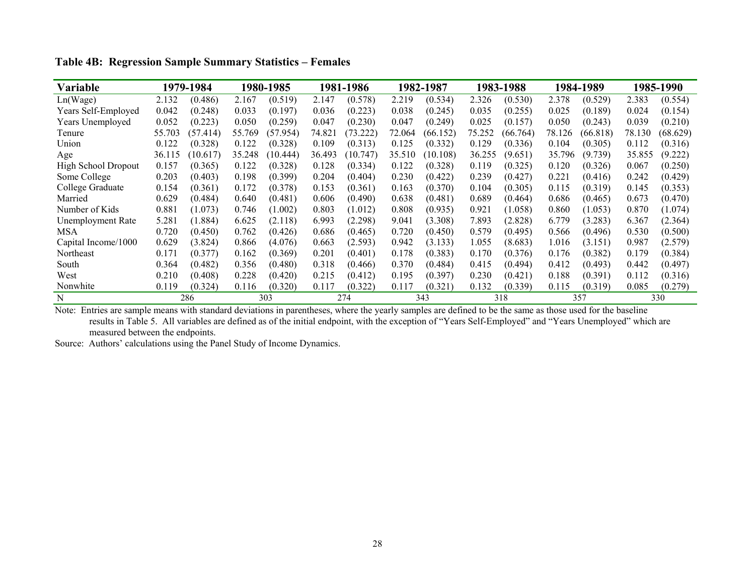**Table 4B: Regression Sample Summary Statistics – Females**

| Variable | 1979-1984 | | 1980-1985 | | 1981-1986 | | 1982-1987 | | 1983-1988 | | 1984-1989 | | 1985-1990 | |
|---|---|---|---|---|---|---|---|---|---|---|---|---|---|---|
| Ln(Wage) | 2.132 | (0.486) | 2.167 | (0.519) | 2.147 | (0.578) | 2.219 | (0.534) | 2.326 | (0.530) | 2.378 | (0.529) | 2.383 | (0.554) |
| Years Self-Employed | 0.042 | (0.248) | 0.033 | (0.197) | 0.036 | (0.223) | 0.038 | (0.245) | 0.035 | (0.255) | 0.025 | (0.189) | 0.024 | (0.154) |
| Years Unemployed | 0.052 | (0.223) | 0.050 | (0.259) | 0.047 | (0.230) | 0.047 | (0.249) | 0.025 | (0.157) | 0.050 | (0.243) | 0.039 | (0.210) |
| Tenure | 55.703 | (57.414) | 55.769 | (57.954) | 74.821 | (73.222) | 72.064 | (66.152) | 75.252 | (66.764) | 78.126 | (66.818) | 78.130 | (68.629) |
| Union | 0.122 | (0.328) | 0.122 | (0.328) | 0.109 | (0.313) | 0.125 | (0.332) | 0.129 | (0.336) | 0.104 | (0.305) | 0.112 | (0.316) |
| Age | 36.115 | (10.617) | 35.248 | (10.444) | 36.493 | (10.747) | 35.510 | (10.108) | 36.255 | (9.651) | 35.796 | (9.739) | 35.855 | (9.222) |
| High School Dropout | 0.157 | (0.365) | 0.122 | (0.328) | 0.128 | (0.334) | 0.122 | (0.328) | 0.119 | (0.325) | 0.120 | (0.326) | 0.067 | (0.250) |
| Some College | 0.203 | (0.403) | 0.198 | (0.399) | 0.204 | (0.404) | 0.230 | (0.422) | 0.239 | (0.427) | 0.221 | (0.416) | 0.242 | (0.429) |
| College Graduate | 0.154 | (0.361) | 0.172 | (0.378) | 0.153 | (0.361) | 0.163 | (0.370) | 0.104 | (0.305) | 0.115 | (0.319) | 0.145 | (0.353) |
| Married | 0.629 | (0.484) | 0.640 | (0.481) | 0.606 | (0.490) | 0.638 | (0.481) | 0.689 | (0.464) | 0.686 | (0.465) | 0.673 | (0.470) |
| Number of Kids | 0.881 | (1.073) | 0.746 | (1.002) | 0.803 | (1.012) | 0.808 | (0.935) | 0.921 | (1.058) | 0.860 | (1.053) | 0.870 | (1.074) |
| Unemployment Rate | 5.281 | (1.884) | 6.625 | (2.118) | 6.993 | (2.298) | 9.041 | (3.308) | 7.893 | (2.828) | 6.779 | (3.283) | 6.367 | (2.364) |
| MSA | 0.720 | (0.450) | 0.762 | (0.426) | 0.686 | (0.465) | 0.720 | (0.450) | 0.579 | (0.495) | 0.566 | (0.496) | 0.530 | (0.500) |
| Capital Income/1000 | 0.629 | (3.824) | 0.866 | (4.076) | 0.663 | (2.593) | 0.942 | (3.133) | 1.055 | (8.683) | 1.016 | (3.151) | 0.987 | (2.579) |
| Northeast | 0.171 | (0.377) | 0.162 | (0.369) | 0.201 | (0.401) | 0.178 | (0.383) | 0.170 | (0.376) | 0.176 | (0.382) | 0.179 | (0.384) |
| South | 0.364 | (0.482) | 0.356 | (0.480) | 0.318 | (0.466) | 0.370 | (0.484) | 0.415 | (0.494) | 0.412 | (0.493) | 0.442 | (0.497) |
| West | 0.210 | (0.408) | 0.228 | (0.420) | 0.215 | (0.412) | 0.195 | (0.397) | 0.230 | (0.421) | 0.188 | (0.391) | 0.112 | (0.316) |
| Nonwhite | 0.119 | (0.324) | 0.116 | (0.320) | 0.117 | (0.322) | 0.117 | (0.321) | 0.132 | (0.339) | 0.115 | (0.319) | 0.085 | (0.279) |
| N | 286 | | 303 | | 274 | | 343 | | 318 | | 357 | | 330 | |

Note: Entries are sample means with standard deviations in parentheses, where the yearly samples are defined to be the same as those used for the baseline results in Table 5. All variables are defined as of the initial endpoint, with the exception of "Years Self-Employed" and "Years Unemployed" which are measured between the endpoints.

Source: Authors' calculations using the Panel Study of Income Dynamics.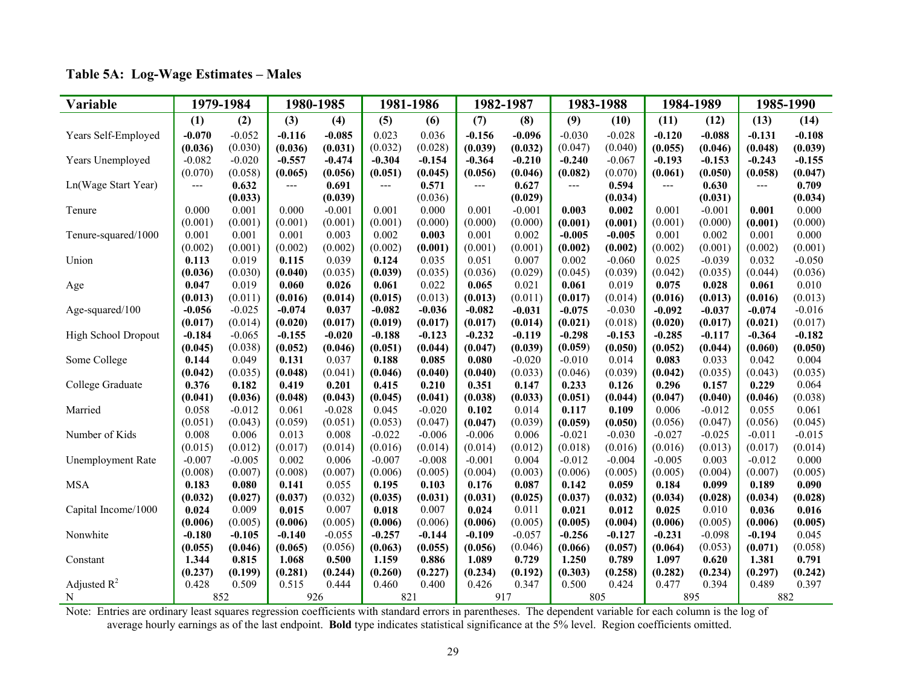**Table 5A: Log-Wage Estimates – Males**

| Variable | 1979-1984 | | 1980-1985 | | 1981-1986 | | 1982-1987 | | 1983-1988 | | 1984-1989 | | 1985-1990 | |
|---|---|---|---|---|---|---|---|---|---|---|---|---|---|---|
| | (1) | (2) | (3) | (4) | (5) | (6) | (7) | (8) | (9) | (10) | (11) | (12) | (13) | (14) |
| Years Self-Employed | **-0.070** | -0.052 | **-0.116** | **-0.085** | 0.023 | 0.036 | **-0.156** | **-0.096** | -0.030 | -0.028 | **-0.120** | **-0.088** | **-0.131** | **-0.108** |
| | **(0.036)** | (0.030) | **(0.036)** | **(0.031)** | (0.032) | (0.028) | **(0.039)** | **(0.032)** | (0.047) | (0.040) | **(0.055)** | **(0.046)** | **(0.048)** | **(0.039)** |
| Years Unemployed | -0.082 | -0.020 | **-0.557** | **-0.474** | **-0.304** | **-0.154** | **-0.364** | **-0.210** | **-0.240** | -0.067 | **-0.193** | **-0.153** | **-0.243** | **-0.155** |
| | (0.070) | (0.058) | **(0.065)** | **(0.056)** | **(0.051)** | **(0.045)** | **(0.056)** | **(0.046)** | **(0.082)** | (0.070) | **(0.061)** | **(0.050)** | **(0.058)** | **(0.047)** |
| Ln(Wage Start Year) | --- | **0.632** | --- | **0.691** | --- | **0.571** | --- | **0.627** | --- | **0.594** | --- | **0.630** | --- | **0.709** |
| | | **(0.033)** | | **(0.039)** | | (0.036) | | **(0.029)** | | **(0.034)** | | **(0.031)** | | **(0.034)** |
| Tenure | 0.000 | 0.001 | 0.000 | -0.001 | 0.001 | 0.000 | 0.001 | -0.001 | **0.003** | **0.002** | 0.001 | -0.001 | **0.001** | 0.000 |
| | (0.001) | (0.001) | (0.001) | (0.001) | (0.001) | (0.000) | (0.000) | (0.000) | **(0.001)** | **(0.001)** | (0.001) | (0.000) | **(0.001)** | (0.000) |
| Tenure-squared/1000 | 0.001 | 0.001 | 0.001 | 0.003 | 0.002 | **0.003** | 0.001 | 0.002 | **-0.005** | **-0.005** | 0.001 | 0.002 | 0.001 | 0.000 |
| | (0.002) | (0.001) | (0.002) | (0.002) | (0.002) | **(0.001)** | (0.001) | (0.001) | **(0.002)** | **(0.002)** | (0.002) | (0.001) | (0.002) | (0.001) |
| Union | **0.113** | 0.019 | **0.115** | 0.039 | **0.124** | 0.035 | 0.051 | 0.007 | 0.002 | -0.060 | 0.025 | -0.039 | 0.032 | -0.050 |
| | **(0.036)** | (0.030) | **(0.040)** | (0.035) | **(0.039)** | (0.035) | (0.036) | (0.029) | (0.045) | (0.039) | (0.042) | (0.035) | (0.044) | (0.036) |
| Age | **0.047** | 0.019 | **0.060** | **0.026** | **0.061** | 0.022 | **0.065** | 0.021 | **0.061** | 0.019 | **0.075** | **0.028** | **0.061** | 0.010 |
| | **(0.013)** | (0.011) | **(0.016)** | **(0.014)** | **(0.015)** | (0.013) | **(0.013)** | (0.011) | **(0.017)** | (0.014) | **(0.016)** | **(0.013)** | **(0.016)** | (0.013) |
| Age-squared/100 | **-0.056** | -0.025 | **-0.074** | **0.037** | **-0.082** | **-0.036** | **-0.082** | **-0.031** | **-0.075** | -0.030 | **-0.092** | **-0.037** | **-0.074** | -0.016 |
| | **(0.017)** | (0.014) | **(0.020)** | **(0.017)** | **(0.019)** | **(0.017)** | **(0.017)** | **(0.014)** | **(0.021)** | (0.018) | **(0.020)** | **(0.017)** | **(0.021)** | (0.017) |
| High School Dropout | **-0.184** | -0.065 | **-0.155** | **-0.020** | **-0.188** | **-0.123** | **-0.232** | **-0.119** | **-0.298** | **-0.153** | **-0.285** | **-0.117** | **-0.364** | **-0.182** |
| | **(0.045)** | (0.038) | **(0.052)** | **(0.046)** | **(0.051)** | **(0.044)** | **(0.047)** | **(0.039)** | **(0.059)** | **(0.050)** | **(0.052)** | **(0.044)** | **(0.060)** | **(0.050)** |
| Some College | **0.144** | 0.049 | **0.131** | 0.037 | **0.188** | **0.085** | **0.080** | -0.020 | -0.010 | 0.014 | **0.083** | 0.033 | 0.042 | 0.004 |
| | **(0.042)** | (0.035) | **(0.048)** | (0.041) | **(0.046)** | **(0.040)** | **(0.040)** | (0.033) | (0.046) | (0.039) | **(0.042)** | (0.035) | (0.043) | (0.035) |
| College Graduate | **0.376** | **0.182** | **0.419** | **0.201** | **0.415** | **0.210** | **0.351** | **0.147** | **0.233** | **0.126** | **0.296** | **0.157** | **0.229** | 0.064 |
| | **(0.041)** | **(0.036)** | **(0.048)** | **(0.043)** | **(0.045)** | **(0.041)** | **(0.038)** | **(0.033)** | **(0.051)** | **(0.044)** | **(0.047)** | **(0.040)** | **(0.046)** | (0.038) |
| Married | 0.058 | -0.012 | 0.061 | -0.028 | 0.045 | -0.020 | **0.102** | 0.014 | **0.117** | **0.109** | 0.006 | -0.012 | 0.055 | 0.061 |
| | (0.051) | (0.043) | (0.059) | (0.051) | (0.053) | (0.047) | **(0.047)** | (0.039) | **(0.059)** | **(0.050)** | (0.056) | (0.047) | (0.056) | (0.045) |
| Number of Kids | 0.008 | 0.006 | 0.013 | 0.008 | -0.022 | -0.006 | -0.006 | 0.006 | -0.021 | -0.030 | -0.027 | -0.025 | -0.011 | -0.015 |
| | (0.015) | (0.012) | (0.017) | (0.014) | (0.016) | (0.014) | (0.014) | (0.012) | (0.018) | (0.016) | (0.016) | (0.013) | (0.017) | (0.014) |
| Unemployment Rate | -0.007 | -0.005 | 0.002 | 0.006 | -0.007 | -0.008 | -0.001 | 0.004 | -0.012 | -0.004 | -0.005 | 0.003 | -0.012 | 0.000 |
| | (0.008) | (0.007) | (0.008) | (0.007) | (0.006) | (0.005) | (0.004) | (0.003) | (0.006) | (0.005) | (0.005) | (0.004) | (0.007) | (0.005) |
| MSA | **0.183** | **0.080** | **0.141** | 0.055 | **0.195** | **0.103** | **0.176** | **0.087** | **0.142** | 0.059 | **0.184** | **0.099** | **0.189** | **0.090** |
| | **(0.032)** | **(0.027)** | **(0.037)** | (0.032) | **(0.035)** | **(0.031)** | **(0.031)** | **(0.025)** | **(0.037)** | (0.032) | **(0.034)** | **(0.028)** | **(0.034)** | **(0.028)** |
| Capital Income/1000 | **0.024** | 0.009 | **0.015** | 0.007 | **0.018** | 0.007 | **0.024** | 0.011 | **0.021** | **0.012** | **0.025** | 0.010 | **0.036** | **0.016** |
| | **(0.006)** | (0.005) | **(0.006)** | (0.005) | **(0.006)** | (0.006) | **(0.006)** | (0.005) | **(0.005)** | **(0.004)** | **(0.006)** | (0.005) | **(0.006)** | **(0.005)** |
| Nonwhite | **-0.180** | **-0.105** | **-0.140** | -0.055 | **-0.257** | **-0.144** | **-0.109** | -0.057 | **-0.256** | **-0.127** | **-0.231** | -0.098 | **-0.194** | 0.045 |
| | **(0.055)** | **(0.046)** | **(0.065)** | (0.056) | **(0.063)** | **(0.055)** | **(0.056)** | (0.046) | **(0.066)** | **(0.057)** | **(0.064)** | (0.053) | **(0.071)** | (0.058) |
| Constant | **1.344** | **0.815** | **1.068** | **0.500** | **1.159** | **0.886** | **1.089** | **0.729** | **1.250** | **0.789** | **1.097** | **0.620** | **1.381** | **0.791** |
| | **(0.237)** | **(0.199)** | **(0.281)** | **(0.244)** | **(0.260)** | **(0.227)** | **(0.234)** | **(0.192)** | **(0.303)** | **(0.258)** | **(0.282)** | **(0.234)** | **(0.297)** | **(0.242)** |
| Adjusted $R^2$ | 0.428 | 0.509 | 0.515 | 0.444 | 0.460 | 0.400 | 0.426 | 0.347 | 0.500 | 0.424 | 0.477 | 0.394 | 0.489 | 0.397 |
| N | 852 | | 926 | | 821 | | 917 | | 805 | | 895 | | 882 | |

Note: Entries are ordinary least squares regression coefficients with standard errors in parentheses. The dependent variable for each column is the log of average hourly earnings as of the last endpoint. **Bold** type indicates statistical significance at the 5% level. Region coefficients omitted.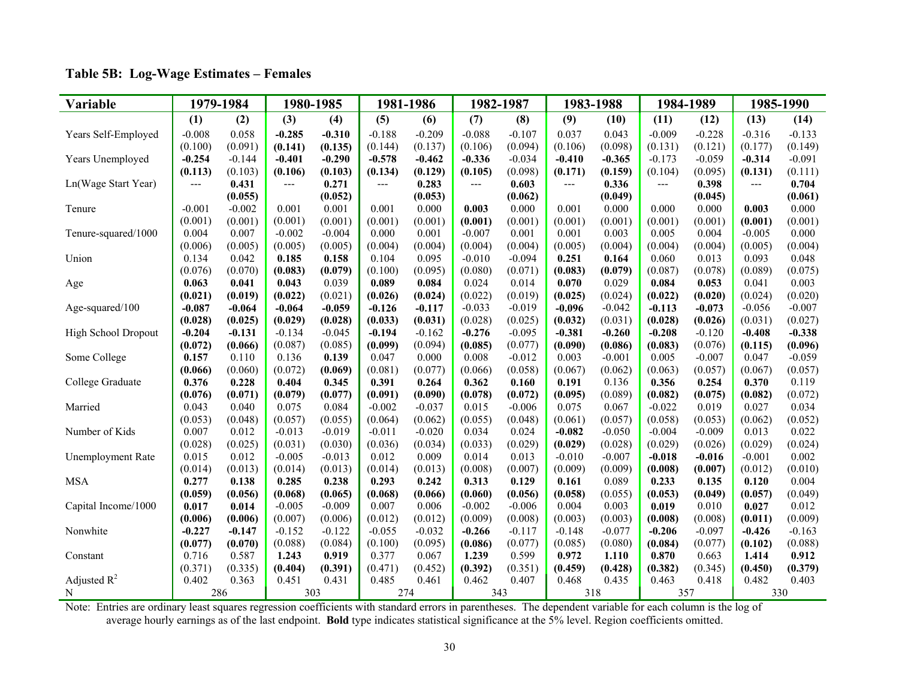## Table 5B: Log-Wage Estimates – Females

| Variable | 1979-1984 | | 1980-1985 | | 1981-1986 | | 1982-1987 | | 1983-1988 | | 1984-1989 | | 1985-1990 | |
|---|---|---|---|---|---|---|---|---|---|---|---|---|---|---|
| | (1) | (2) | (3) | (4) | (5) | (6) | (7) | (8) | (9) | (10) | (11) | (12) | (13) | (14) |
| Years Self-Employed | -0.008 | 0.058 | **-0.285** | **-0.310** | -0.188 | -0.209 | -0.088 | -0.107 | 0.037 | 0.043 | -0.009 | -0.228 | -0.316 | -0.133 |
| | (0.100) | (0.091) | **(0.141)** | **(0.135)** | (0.144) | (0.137) | (0.106) | (0.094) | (0.106) | (0.098) | (0.131) | (0.121) | (0.177) | (0.149) |
| Years Unemployed | **-0.254** | -0.144 | **-0.401** | **-0.290** | **-0.578** | **-0.462** | **-0.336** | -0.034 | **-0.410** | **-0.365** | -0.173 | -0.059 | **-0.314** | -0.091 |
| | **(0.113)** | (0.103) | **(0.106)** | **(0.103)** | **(0.134)** | **(0.129)** | **(0.105)** | (0.098) | **(0.171)** | **(0.159)** | (0.104) | (0.095) | **(0.131)** | (0.111) |
| Ln(Wage Start Year) | --- | **0.431** | --- | **0.271** | --- | **0.283** | --- | **0.603** | --- | **0.336** | --- | **0.398** | --- | **0.704** |
| | | **(0.055)** | | **(0.052)** | | **(0.053)** | | **(0.062)** | | **(0.049)** | | **(0.045)** | | **(0.061)** |
| Tenure | -0.001 | -0.002 | 0.001 | 0.001 | 0.001 | 0.000 | **0.003** | 0.000 | 0.001 | 0.000 | 0.000 | 0.000 | **0.003** | 0.000 |
| | (0.001) | (0.001) | (0.001) | (0.001) | (0.001) | (0.001) | **(0.001)** | (0.001) | (0.001) | (0.001) | (0.001) | (0.001) | **(0.001)** | (0.001) |
| Tenure-squared/1000 | 0.004 | 0.007 | -0.002 | -0.004 | 0.000 | 0.001 | -0.007 | 0.001 | 0.001 | 0.003 | 0.005 | 0.004 | -0.005 | 0.000 |
| | (0.006) | (0.005) | (0.005) | (0.005) | (0.004) | (0.004) | (0.004) | (0.004) | (0.005) | (0.004) | (0.004) | (0.004) | (0.005) | (0.004) |
| Union | 0.134 | 0.042 | **0.185** | **0.158** | 0.104 | 0.095 | -0.010 | -0.094 | **0.251** | **0.164** | 0.060 | 0.013 | 0.093 | 0.048 |
| | (0.076) | (0.070) | **(0.083)** | **(0.079)** | (0.100) | (0.095) | (0.080) | (0.071) | **(0.083)** | **(0.079)** | (0.087) | (0.078) | (0.089) | (0.075) |
| Age | **0.063** | **0.041** | **0.043** | 0.039 | **0.089** | **0.084** | 0.024 | 0.014 | **0.070** | 0.029 | **0.084** | **0.053** | 0.041 | 0.003 |
| | **(0.021)** | **(0.019)** | **(0.022)** | (0.021) | **(0.026)** | **(0.024)** | (0.022) | (0.019) | **(0.025)** | (0.024) | **(0.022)** | **(0.020)** | (0.024) | (0.020) |
| Age-squared/100 | **-0.087** | **-0.064** | **-0.064** | **-0.059** | **-0.126** | **-0.117** | -0.033 | -0.019 | **-0.096** | -0.042 | **-0.113** | **-0.073** | -0.056 | -0.007 |
| | **(0.028)** | **(0.025)** | **(0.029)** | **(0.028)** | **(0.033)** | **(0.031)** | (0.028) | (0.025) | **(0.032)** | (0.031) | **(0.028)** | **(0.026)** | (0.031) | (0.027) |
| High School Dropout | **-0.204** | **-0.131** | -0.134 | -0.045 | **-0.194** | -0.162 | **-0.276** | -0.095 | **-0.381** | **-0.260** | **-0.208** | -0.120 | **-0.408** | **-0.338** |
| | **(0.072)** | **(0.066)** | (0.087) | (0.085) | **(0.099)** | (0.094) | **(0.085)** | (0.077) | **(0.090)** | **(0.086)** | **(0.083)** | (0.076) | **(0.115)** | **(0.096)** |
| Some College | **0.157** | 0.110 | 0.136 | **0.139** | 0.047 | 0.000 | 0.008 | -0.012 | 0.003 | -0.001 | 0.005 | -0.007 | 0.047 | -0.059 |
| | **(0.066)** | (0.060) | (0.072) | **(0.069)** | (0.081) | (0.077) | (0.066) | (0.058) | (0.067) | (0.062) | (0.063) | (0.057) | (0.067) | (0.057) |
| College Graduate | **0.376** | **0.228** | **0.404** | **0.345** | **0.391** | **0.264** | **0.362** | **0.160** | **0.191** | 0.136 | **0.356** | **0.254** | **0.370** | 0.119 |
| | **(0.076)** | **(0.071)** | **(0.079)** | **(0.077)** | **(0.091)** | **(0.090)** | **(0.078)** | **(0.072)** | **(0.095)** | (0.089) | **(0.082)** | **(0.075)** | **(0.082)** | (0.072) |
| Married | 0.043 | 0.040 | 0.075 | 0.084 | -0.002 | -0.037 | 0.015 | -0.006 | 0.075 | 0.067 | -0.022 | 0.019 | 0.027 | 0.034 |
| | (0.053) | (0.048) | (0.057) | (0.055) | (0.064) | (0.062) | (0.055) | (0.048) | (0.061) | (0.057) | (0.058) | (0.053) | (0.062) | (0.052) |
| Number of Kids | 0.007 | 0.012 | -0.013 | -0.019 | -0.011 | -0.020 | 0.034 | 0.024 | **-0.082** | -0.050 | -0.004 | -0.009 | 0.013 | 0.022 |
| | (0.028) | (0.025) | (0.031) | (0.030) | (0.036) | (0.034) | (0.033) | (0.029) | **(0.029)** | (0.028) | (0.029) | (0.026) | (0.029) | (0.024) |
| Unemployment Rate | 0.015 | 0.012 | -0.005 | -0.013 | 0.012 | 0.009 | 0.014 | 0.013 | -0.010 | -0.007 | **-0.018** | **-0.016** | -0.001 | 0.002 |
| | (0.014) | (0.013) | (0.014) | (0.013) | (0.014) | (0.013) | (0.008) | (0.007) | (0.009) | (0.009) | **(0.008)** | **(0.007)** | (0.012) | (0.010) |
| MSA | **0.277** | **0.138** | **0.285** | **0.238** | **0.293** | **0.242** | **0.313** | **0.129** | **0.161** | 0.089 | **0.233** | **0.135** | **0.120** | 0.004 |
| | **(0.059)** | **(0.056)** | **(0.068)** | **(0.065)** | **(0.068)** | **(0.066)** | **(0.060)** | **(0.056)** | **(0.058)** | (0.055) | **(0.053)** | **(0.049)** | **(0.057)** | (0.049) |
| Capital Income/1000 | **0.017** | **0.014** | -0.005 | -0.009 | 0.007 | 0.006 | -0.002 | -0.006 | 0.004 | 0.003 | **0.019** | 0.010 | **0.027** | 0.012 |
| | **(0.006)** | **(0.006)** | (0.007) | (0.006) | (0.012) | (0.012) | (0.009) | (0.008) | (0.003) | (0.003) | **(0.008)** | (0.008) | **(0.011)** | (0.009) |
| Nonwhite | **-0.227** | **-0.147** | -0.152 | -0.122 | -0.055 | -0.032 | **-0.266** | -0.117 | -0.148 | -0.077 | **-0.206** | -0.097 | **-0.426** | -0.163 |
| | **(0.077)** | **(0.070)** | (0.088) | (0.084) | (0.100) | (0.095) | **(0.086)** | (0.077) | (0.085) | (0.080) | **(0.084)** | (0.077) | **(0.102)** | (0.088) |
| Constant | 0.716 | 0.587 | **1.243** | **0.919** | 0.377 | 0.067 | **1.239** | 0.599 | **0.972** | **1.110** | **0.870** | 0.663 | **1.414** | **0.912** |
| | (0.371) | (0.335) | **(0.404)** | **(0.391)** | (0.471) | (0.452) | **(0.392)** | (0.351) | **(0.459)** | **(0.428)** | **(0.382)** | (0.345) | **(0.450)** | **(0.379)** |
| Adjusted $R^2$ | 0.402 | 0.363 | 0.451 | 0.431 | 0.485 | 0.461 | 0.462 | 0.407 | 0.468 | 0.435 | 0.463 | 0.418 | 0.482 | 0.403 |
| N | 286 | | 303 | | 274 | | 343 | | 318 | | 357 | | 330 | |

Note: Entries are ordinary least squares regression coefficients with standard errors in parentheses. The dependent variable for each column is the log of average hourly earnings as of the last endpoint. **Bold** type indicates statistical significance at the 5% level. Region coefficients omitted.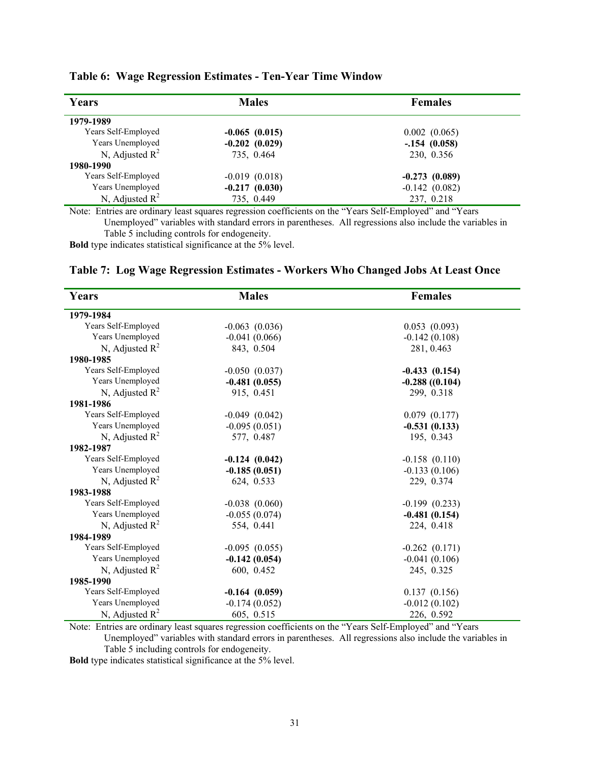**Table 6: Wage Regression Estimates - Ten-Year Time Window**

| Years | Males | Females |
|---|---|---|
| **1979-1989** | | |
| Years Self-Employed | **-0.065 (0.015)** | 0.002 (0.065) |
| Years Unemployed | **-0.202 (0.029)** | **-.154 (0.058)** |
| N, Adjusted $R^2$ | 735, 0.464 | 230, 0.356 |
| **1980-1990** | | |
| Years Self-Employed | -0.019 (0.018) | **-0.273 (0.089)** |
| Years Unemployed | **-0.217 (0.030)** | -0.142 (0.082) |
| N, Adjusted $R^2$ | 735, 0.449 | 237, 0.218 |

Note: Entries are ordinary least squares regression coefficients on the "Years Self-Employed" and "Years Unemployed" variables with standard errors in parentheses. All regressions also include the variables in Table 5 including controls for endogeneity.

**Bold** type indicates statistical significance at the 5% level.

**Table 7: Log Wage Regression Estimates - Workers Who Changed Jobs At Least Once**

| Years | Males | Females |
|---|---|---|
| **1979-1984** | | |
| Years Self-Employed | -0.063 (0.036) | 0.053 (0.093) |
| Years Unemployed | -0.041 (0.066) | -0.142 (0.108) |
| N, Adjusted $R^2$ | 843, 0.504 | 281, 0.463 |
| **1980-1985** | | |
| Years Self-Employed | -0.050 (0.037) | **-0.433 (0.154)** |
| Years Unemployed | **-0.481 (0.055)** | **-0.288 ((0.104)** |
| N, Adjusted $R^2$ | 915, 0.451 | 299, 0.318 |
| **1981-1986** | | |
| Years Self-Employed | -0.049 (0.042) | 0.079 (0.177) |
| Years Unemployed | -0.095 (0.051) | **-0.531 (0.133)** |
| N, Adjusted $R^2$ | 577, 0.487 | 195, 0.343 |
| **1982-1987** | | |
| Years Self-Employed | **-0.124 (0.042)** | -0.158 (0.110) |
| Years Unemployed | **-0.185 (0.051)** | -0.133 (0.106) |
| N, Adjusted $R^2$ | 624, 0.533 | 229, 0.374 |
| **1983-1988** | | |
| Years Self-Employed | -0.038 (0.060) | -0.199 (0.233) |
| Years Unemployed | -0.055 (0.074) | **-0.481 (0.154)** |
| N, Adjusted $R^2$ | 554, 0.441 | 224, 0.418 |
| **1984-1989** | | |
| Years Self-Employed | -0.095 (0.055) | -0.262 (0.171) |
| Years Unemployed | **-0.142 (0.054)** | -0.041 (0.106) |
| N, Adjusted $R^2$ | 600, 0.452 | 245, 0.325 |
| **1985-1990** | | |
| Years Self-Employed | **-0.164 (0.059)** | 0.137 (0.156) |
| Years Unemployed | -0.174 (0.052) | -0.012 (0.102) |
| N, Adjusted $R^2$ | 605, 0.515 | 226, 0.592 |

Note: Entries are ordinary least squares regression coefficients on the "Years Self-Employed" and "Years Unemployed" variables with standard errors in parentheses. All regressions also include the variables in Table 5 including controls for endogeneity.

**Bold** type indicates statistical significance at the 5% level.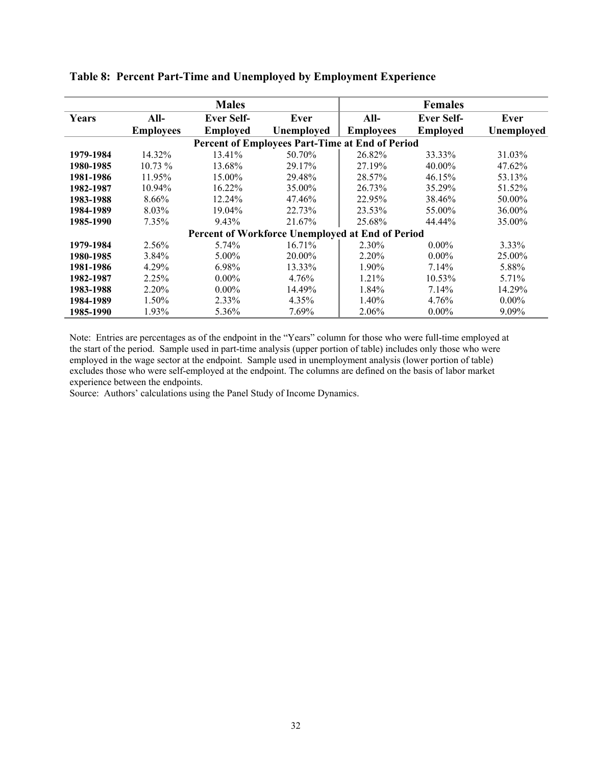**Table 8: Percent Part-Time and Unemployed by Employment Experience**

| | Males | | | Females | | |
|---|---|---|---|---|---|---|
| **Years** | **All-Employees** | **Ever Self-Employed** | **Ever Unemployed** | **All-Employees** | **Ever Self-Employed** | **Ever Unemployed** |
| | | | **Percent of Employees Part-Time at End of Period** | | | |
| **1979-1984** | 14.32% | 13.41% | 50.70% | 26.82% | 33.33% | 31.03% |
| **1980-1985** | 10.73 % | 13.68% | 29.17% | 27.19% | 40.00% | 47.62% |
| **1981-1986** | 11.95% | 15.00% | 29.48% | 28.57% | 46.15% | 53.13% |
| **1982-1987** | 10.94% | 16.22% | 35.00% | 26.73% | 35.29% | 51.52% |
| **1983-1988** | 8.66% | 12.24% | 47.46% | 22.95% | 38.46% | 50.00% |
| **1984-1989** | 8.03% | 19.04% | 22.73% | 23.53% | 55.00% | 36.00% |
| **1985-1990** | 7.35% | 9.43% | 21.67% | 25.68% | 44.44% | 35.00% |
| | | | **Percent of Workforce Unemployed at End of Period** | | | |
| **1979-1984** | 2.56% | 5.74% | 16.71% | 2.30% | 0.00% | 3.33% |
| **1980-1985** | 3.84% | 5.00% | 20.00% | 2.20% | 0.00% | 25.00% |
| **1981-1986** | 4.29% | 6.98% | 13.33% | 1.90% | 7.14% | 5.88% |
| **1982-1987** | 2.25% | 0.00% | 4.76% | 1.21% | 10.53% | 5.71% |
| **1983-1988** | 2.20% | 0.00% | 14.49% | 1.84% | 7.14% | 14.29% |
| **1984-1989** | 1.50% | 2.33% | 4.35% | 1.40% | 4.76% | 0.00% |
| **1985-1990** | 1.93% | 5.36% | 7.69% | 2.06% | 0.00% | 9.09% |

Note: Entries are percentages as of the endpoint in the "Years" column for those who were full-time employed at the start of the period. Sample used in part-time analysis (upper portion of table) includes only those who were employed in the wage sector at the endpoint. Sample used in unemployment analysis (lower portion of table) excludes those who were self-employed at the endpoint. The columns are defined on the basis of labor market experience between the endpoints.

Source: Authors' calculations using the Panel Study of Income Dynamics.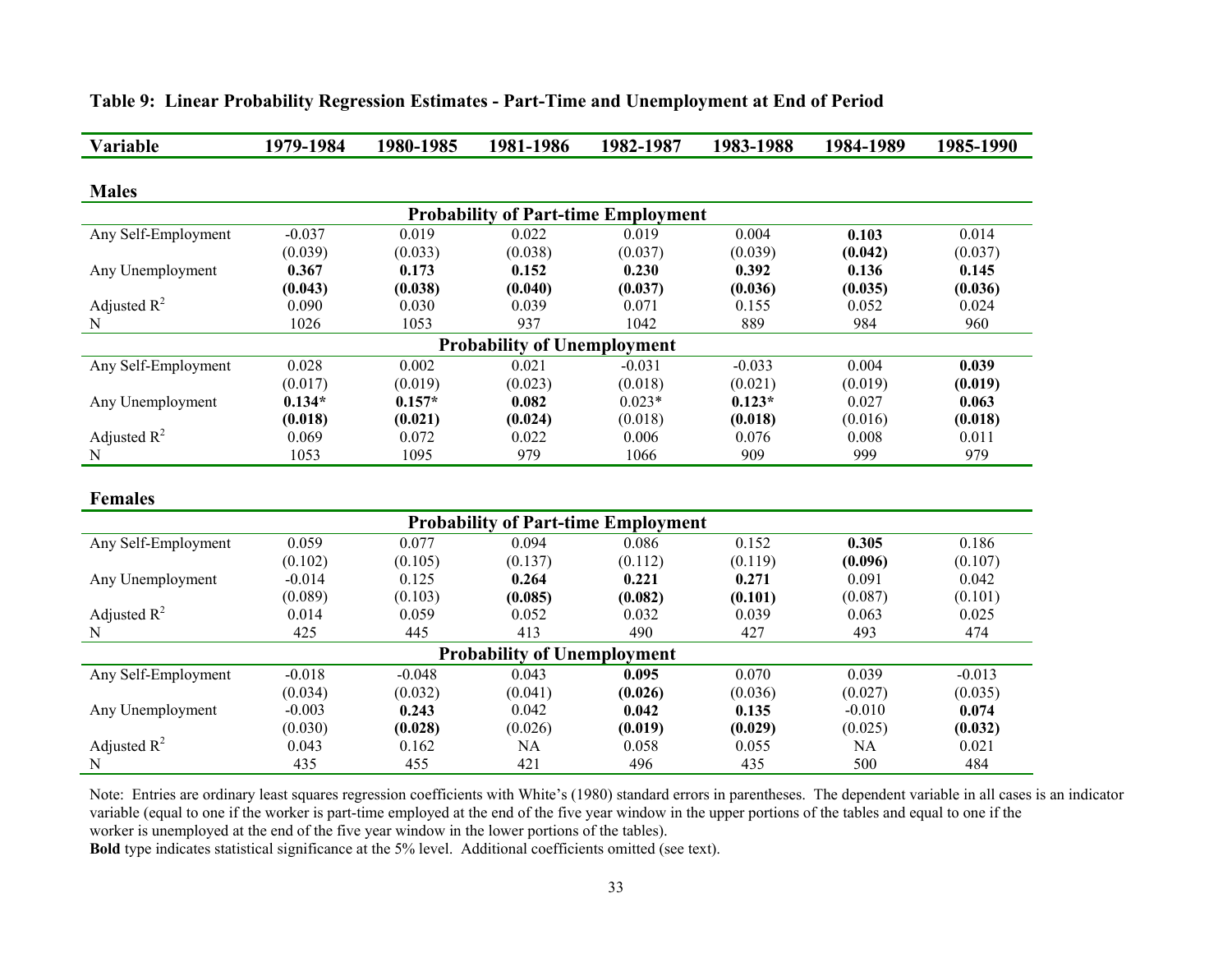**Table 9: Linear Probability Regression Estimates - Part-Time and Unemployment at End of Period**

| Variable | 1979-1984 | 1980-1985 | 1981-1986 | 1982-1987 | 1983-1988 | 1984-1989 | 1985-1990 |
|---|---|---|---|---|---|---|---|
| **Males** | | | | | | | |
| **Probability of Part-time Employment** | | | | | | | |
| Any Self-Employment | -0.037 | 0.019 | 0.022 | 0.019 | 0.004 | **0.103** | 0.014 |
| | (0.039) | (0.033) | (0.038) | (0.037) | (0.039) | **(0.042)** | (0.037) |
| Any Unemployment | **0.367** | **0.173** | **0.152** | **0.230** | **0.392** | **0.136** | **0.145** |
| | **(0.043)** | **(0.038)** | **(0.040)** | **(0.037)** | **(0.036)** | **(0.035)** | **(0.036)** |
| Adjusted $R^2$ | 0.090 | 0.030 | 0.039 | 0.071 | 0.155 | 0.052 | 0.024 |
| N | 1026 | 1053 | 937 | 1042 | 889 | 984 | 960 |
| **Probability of Unemployment** | | | | | | | |
| Any Self-Employment | 0.028 | 0.002 | 0.021 | -0.031 | -0.033 | 0.004 | **0.039** |
| | (0.017) | (0.019) | (0.023) | (0.018) | (0.021) | (0.019) | **(0.019)** |
| Any Unemployment | **0.134*** | **0.157*** | **0.082** | 0.023* | **0.123*** | 0.027 | **0.063** |
| | **(0.018)** | **(0.021)** | **(0.024)** | (0.018) | **(0.018)** | (0.016) | **(0.018)** |
| Adjusted $R^2$ | 0.069 | 0.072 | 0.022 | 0.006 | 0.076 | 0.008 | 0.011 |
| N | 1053 | 1095 | 979 | 1066 | 909 | 999 | 979 |
| **Females** | | | | | | | |
| **Probability of Part-time Employment** | | | | | | | |
| Any Self-Employment | 0.059 | 0.077 | 0.094 | 0.086 | 0.152 | **0.305** | 0.186 |
| | (0.102) | (0.105) | (0.137) | (0.112) | (0.119) | **(0.096)** | (0.107) |
| Any Unemployment | -0.014 | 0.125 | **0.264** | **0.221** | **0.271** | 0.091 | 0.042 |
| | (0.089) | (0.103) | **(0.085)** | **(0.082)** | **(0.101)** | (0.087) | (0.101) |
| Adjusted $R^2$ | 0.014 | 0.059 | 0.052 | 0.032 | 0.039 | 0.063 | 0.025 |
| N | 425 | 445 | 413 | 490 | 427 | 493 | 474 |
| **Probability of Unemployment** | | | | | | | |
| Any Self-Employment | -0.018 | -0.048 | 0.043 | **0.095** | 0.070 | 0.039 | -0.013 |
| | (0.034) | (0.032) | (0.041) | **(0.026)** | (0.036) | (0.027) | (0.035) |
| Any Unemployment | -0.003 | **0.243** | 0.042 | **0.042** | **0.135** | -0.010 | **0.074** |
| | (0.030) | **(0.028)** | (0.026) | **(0.019)** | **(0.029)** | (0.025) | **(0.032)** |
| Adjusted $R^2$ | 0.043 | 0.162 | NA | 0.058 | 0.055 | NA | 0.021 |
| N | 435 | 455 | 421 | 496 | 435 | 500 | 484 |

Note: Entries are ordinary least squares regression coefficients with White's (1980) standard errors in parentheses. The dependent variable in all cases is an indicator variable (equal to one if the worker is part-time employed at the end of the five year window in the upper portions of the tables and equal to one if the worker is unemployed at the end of the five year window in the lower portions of the tables).

**Bold** type indicates statistical significance at the 5% level. Additional coefficients omitted (see text).